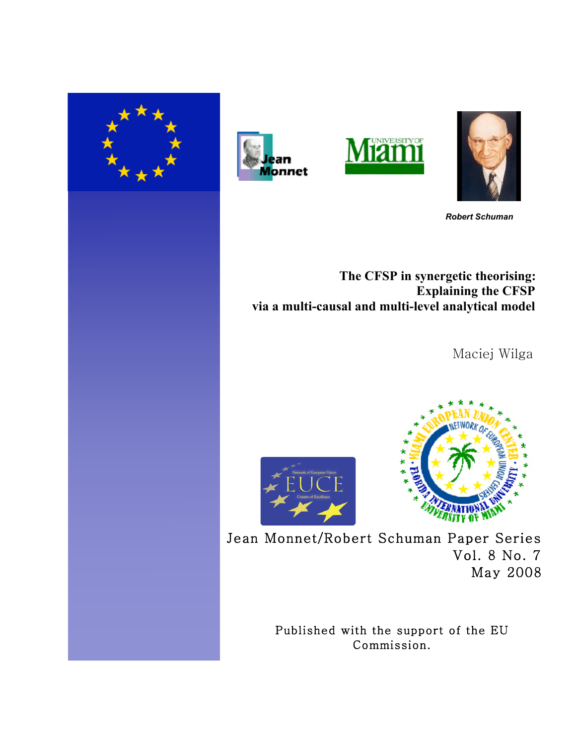*Robert Schuman*

# The CFSP in synergetic theorising: Explaining the CFSP via a multi-causal and multi-level analytical model

Maciej Wilga

Jean Monnet/Robert Schuman Paper Series
Vol. 8 No. 7
May 2008

Published with the support of the EU Commission.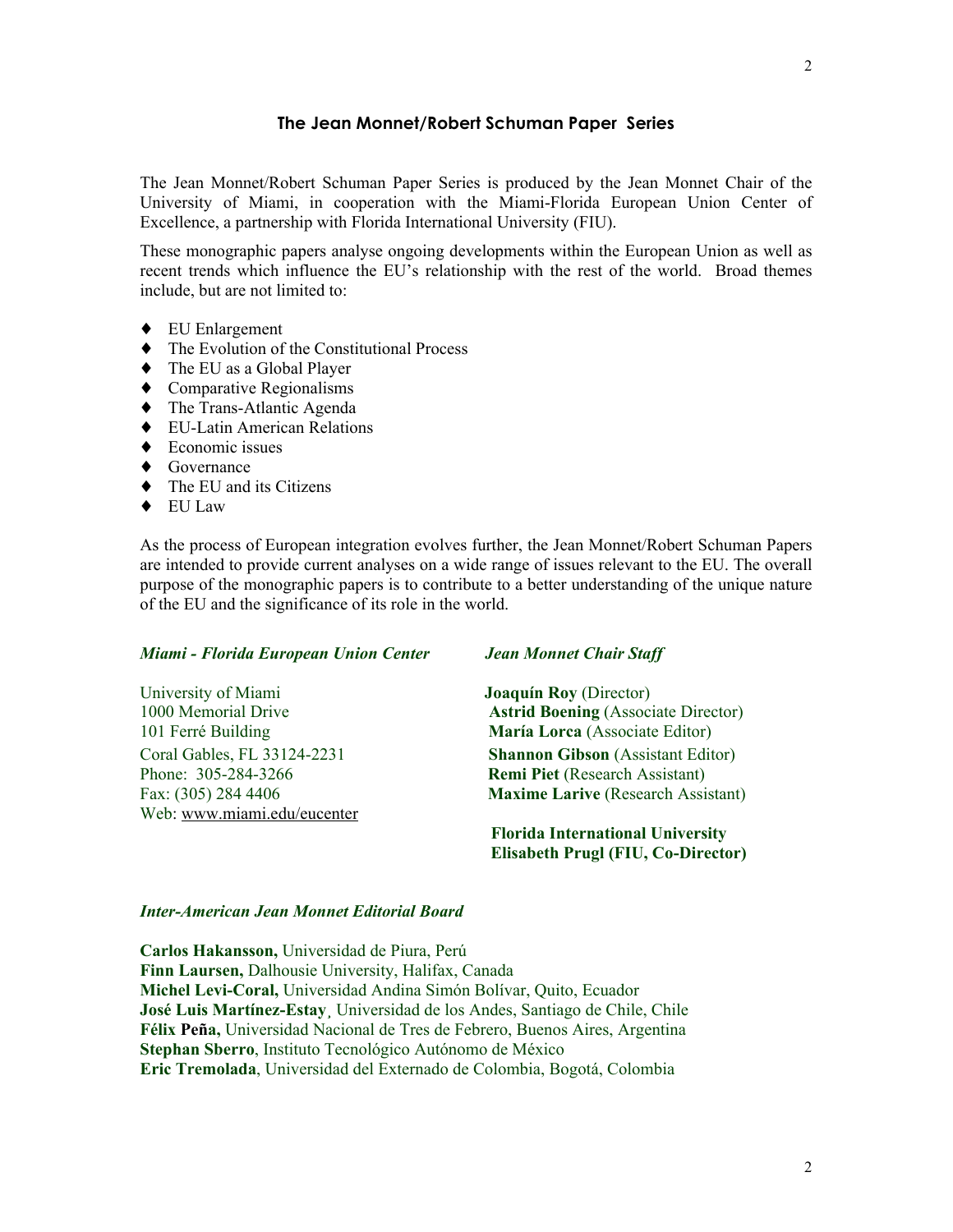## The Jean Monnet/Robert Schuman Paper Series

The Jean Monnet/Robert Schuman Paper Series is produced by the Jean Monnet Chair of the University of Miami, in cooperation with the Miami-Florida European Union Center of Excellence, a partnership with Florida International University (FIU).

These monographic papers analyse ongoing developments within the European Union as well as recent trends which influence the EU's relationship with the rest of the world. Broad themes include, but are not limited to:

- EU Enlargement
- The Evolution of the Constitutional Process
- The EU as a Global Player
- Comparative Regionalisms
- The Trans-Atlantic Agenda
- EU-Latin American Relations
- Economic issues
- Governance
- The EU and its Citizens
- EU Law

As the process of European integration evolves further, the Jean Monnet/Robert Schuman Papers are intended to provide current analyses on a wide range of issues relevant to the EU. The overall purpose of the monographic papers is to contribute to a better understanding of the unique nature of the EU and the significance of its role in the world.

***Miami - Florida European Union Center***

University of Miami
1000 Memorial Drive
101 Ferré Building
Coral Gables, FL 33124-2231
Phone: 305-284-3266
Fax: (305) 284 4406
Web: www.miami.edu/eucenter

***Jean Monnet Chair Staff***

**Joaquín Roy** (Director)
**Astrid Boening** (Associate Director)
**María Lorca** (Associate Editor)
**Shannon Gibson** (Assistant Editor)
**Remi Piet** (Research Assistant)
**Maxime Larive** (Research Assistant)

**Florida International University**
**Elisabeth Prugl (FIU, Co-Director)**

***Inter-American Jean Monnet Editorial Board***

**Carlos Hakansson,** Universidad de Piura, Perú
**Finn Laursen,** Dalhousie University, Halifax, Canada
**Michel Levi-Coral,** Universidad Andina Simón Bolívar, Quito, Ecuador
**José Luis Martínez-Estay**¸ Universidad de los Andes, Santiago de Chile, Chile
**Félix Peña,** Universidad Nacional de Tres de Febrero, Buenos Aires, Argentina
**Stephan Sberro**, Instituto Tecnológico Autónomo de México
**Eric Tremolada**, Universidad del Externado de Colombia, Bogotá, Colombia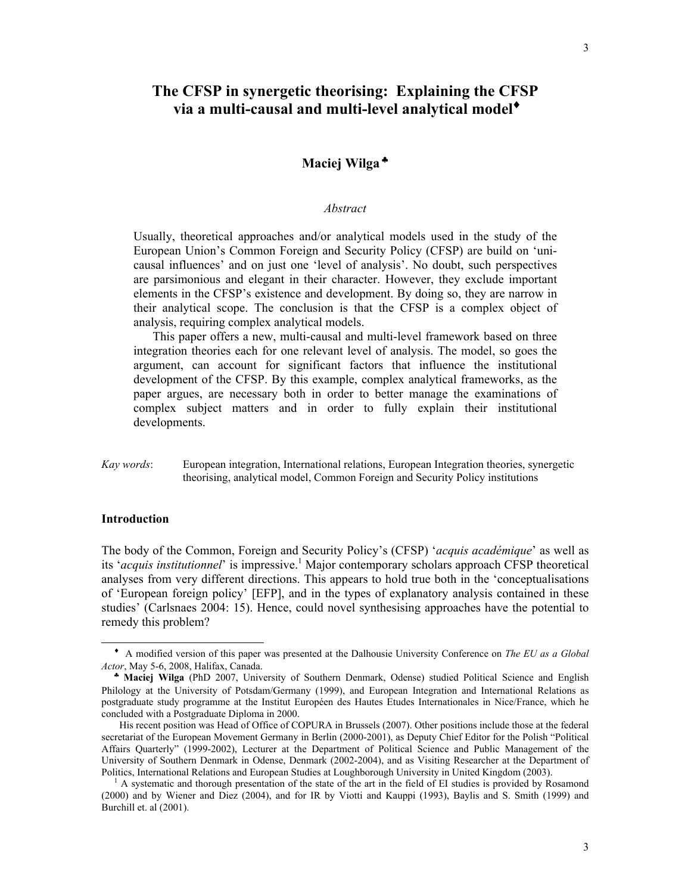# The CFSP in synergetic theorising: Explaining the CFSP via a multi-causal and multi-level analytical model♦

**Maciej Wilga**♣

*Abstract*

Usually, theoretical approaches and/or analytical models used in the study of the European Union's Common Foreign and Security Policy (CFSP) are build on 'uni-causal influences' and on just one 'level of analysis'. No doubt, such perspectives are parsimonious and elegant in their character. However, they exclude important elements in the CFSP's existence and development. By doing so, they are narrow in their analytical scope. The conclusion is that the CFSP is a complex object of analysis, requiring complex analytical models.

This paper offers a new, multi-causal and multi-level framework based on three integration theories each for one relevant level of analysis. The model, so goes the argument, can account for significant factors that influence the institutional development of the CFSP. By this example, complex analytical frameworks, as the paper argues, are necessary both in order to better manage the examinations of complex subject matters and in order to fully explain their institutional developments.

*Kay words*: European integration, International relations, European Integration theories, synergetic theorising, analytical model, Common Foreign and Security Policy institutions

**Introduction**

The body of the Common, Foreign and Security Policy's (CFSP) '*acquis académique*' as well as its '*acquis institutionnel*' is impressive.[1] Major contemporary scholars approach CFSP theoretical analyses from very different directions. This appears to hold true both in the 'conceptualisations of 'European foreign policy' [EFP], and in the types of explanatory analysis contained in these studies' (Carlsnaes 2004: 15). Hence, could novel synthesising approaches have the potential to remedy this problem?

---

♦ A modified version of this paper was presented at the Dalhousie University Conference on *The EU as a Global Actor*, May 5-6, 2008, Halifax, Canada.

♣ **Maciej Wilga** (PhD 2007, University of Southern Denmark, Odense) studied Political Science and English Philology at the University of Potsdam/Germany (1999), and European Integration and International Relations as postgraduate study programme at the Institut Européen des Hautes Etudes Internationales in Nice/France, which he concluded with a Postgraduate Diploma in 2000.

His recent position was Head of Office of COPURA in Brussels (2007). Other positions include those at the federal secretariat of the European Movement Germany in Berlin (2000-2001), as Deputy Chief Editor for the Polish "Political Affairs Quarterly" (1999-2002), Lecturer at the Department of Political Science and Public Management of the University of Southern Denmark in Odense, Denmark (2002-2004), and as Visiting Researcher at the Department of Politics, International Relations and European Studies at Loughborough University in United Kingdom (2003).

[1] A systematic and thorough presentation of the state of the art in the field of EI studies is provided by Rosamond (2000) and by Wiener and Diez (2004), and for IR by Viotti and Kauppi (1993), Baylis and S. Smith (1999) and Burchill et. al (2001).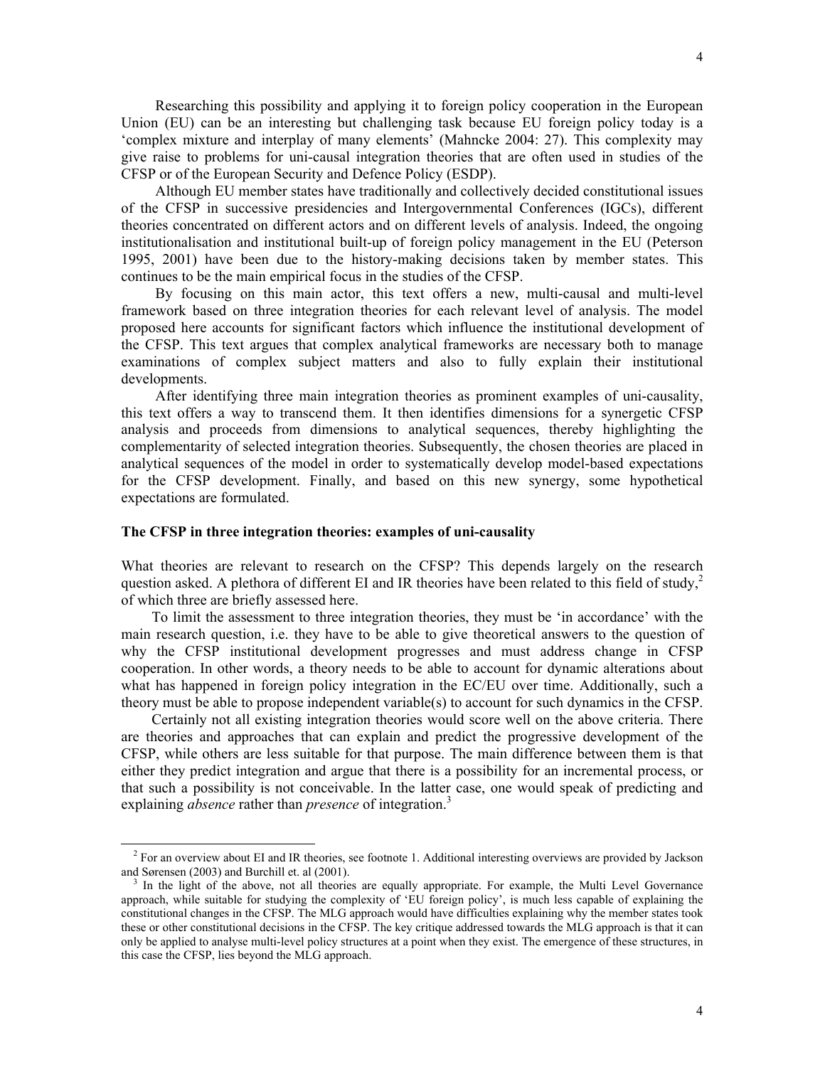Researching this possibility and applying it to foreign policy cooperation in the European Union (EU) can be an interesting but challenging task because EU foreign policy today is a 'complex mixture and interplay of many elements' (Mahncke 2004: 27). This complexity may give raise to problems for uni-causal integration theories that are often used in studies of the CFSP or of the European Security and Defence Policy (ESDP).

Although EU member states have traditionally and collectively decided constitutional issues of the CFSP in successive presidencies and Intergovernmental Conferences (IGCs), different theories concentrated on different actors and on different levels of analysis. Indeed, the ongoing institutionalisation and institutional built-up of foreign policy management in the EU (Peterson 1995, 2001) have been due to the history-making decisions taken by member states. This continues to be the main empirical focus in the studies of the CFSP.

By focusing on this main actor, this text offers a new, multi-causal and multi-level framework based on three integration theories for each relevant level of analysis. The model proposed here accounts for significant factors which influence the institutional development of the CFSP. This text argues that complex analytical frameworks are necessary both to manage examinations of complex subject matters and also to fully explain their institutional developments.

After identifying three main integration theories as prominent examples of uni-causality, this text offers a way to transcend them. It then identifies dimensions for a synergetic CFSP analysis and proceeds from dimensions to analytical sequences, thereby highlighting the complementarity of selected integration theories. Subsequently, the chosen theories are placed in analytical sequences of the model in order to systematically develop model-based expectations for the CFSP development. Finally, and based on this new synergy, some hypothetical expectations are formulated.

**The CFSP in three integration theories: examples of uni-causality**

What theories are relevant to research on the CFSP? This depends largely on the research question asked. A plethora of different EI and IR theories have been related to this field of study,[2] of which three are briefly assessed here.

To limit the assessment to three integration theories, they must be 'in accordance' with the main research question, i.e. they have to be able to give theoretical answers to the question of why the CFSP institutional development progresses and must address change in CFSP cooperation. In other words, a theory needs to be able to account for dynamic alterations about what has happened in foreign policy integration in the EC/EU over time. Additionally, such a theory must be able to propose independent variable(s) to account for such dynamics in the CFSP.

Certainly not all existing integration theories would score well on the above criteria. There are theories and approaches that can explain and predict the progressive development of the CFSP, while others are less suitable for that purpose. The main difference between them is that either they predict integration and argue that there is a possibility for an incremental process, or that such a possibility is not conceivable. In the latter case, one would speak of predicting and explaining *absence* rather than *presence* of integration.[3]

---

[2] For an overview about EI and IR theories, see footnote 1. Additional interesting overviews are provided by Jackson and Sørensen (2003) and Burchill et. al (2001).

[3] In the light of the above, not all theories are equally appropriate. For example, the Multi Level Governance approach, while suitable for studying the complexity of 'EU foreign policy', is much less capable of explaining the constitutional changes in the CFSP. The MLG approach would have difficulties explaining why the member states took these or other constitutional decisions in the CFSP. The key critique addressed towards the MLG approach is that it can only be applied to analyse multi-level policy structures at a point when they exist. The emergence of these structures, in this case the CFSP, lies beyond the MLG approach.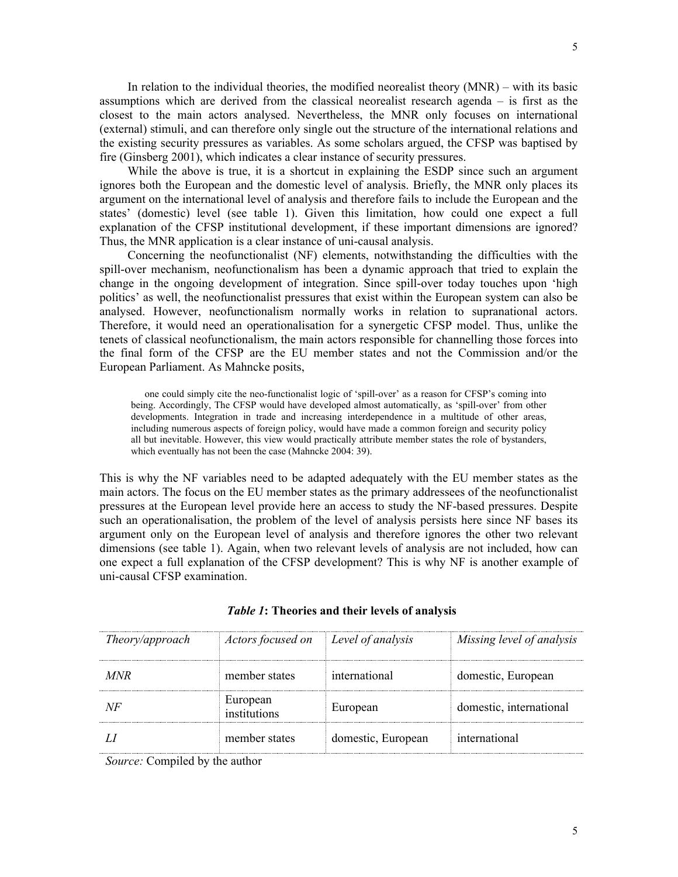In relation to the individual theories, the modified neorealist theory (MNR) – with its basic assumptions which are derived from the classical neorealist research agenda – is first as the closest to the main actors analysed. Nevertheless, the MNR only focuses on international (external) stimuli, and can therefore only single out the structure of the international relations and the existing security pressures as variables. As some scholars argued, the CFSP was baptised by fire (Ginsberg 2001), which indicates a clear instance of security pressures.

While the above is true, it is a shortcut in explaining the ESDP since such an argument ignores both the European and the domestic level of analysis. Briefly, the MNR only places its argument on the international level of analysis and therefore fails to include the European and the states' (domestic) level (see table 1). Given this limitation, how could one expect a full explanation of the CFSP institutional development, if these important dimensions are ignored? Thus, the MNR application is a clear instance of uni-causal analysis.

Concerning the neofunctionalist (NF) elements, notwithstanding the difficulties with the spill-over mechanism, neofunctionalism has been a dynamic approach that tried to explain the change in the ongoing development of integration. Since spill-over today touches upon 'high politics' as well, the neofunctionalist pressures that exist within the European system can also be analysed. However, neofunctionalism normally works in relation to supranational actors. Therefore, it would need an operationalisation for a synergetic CFSP model. Thus, unlike the tenets of classical neofunctionalism, the main actors responsible for channelling those forces into the final form of the CFSP are the EU member states and not the Commission and/or the European Parliament. As Mahncke posits,

> one could simply cite the neo-functionalist logic of 'spill-over' as a reason for CFSP's coming into being. Accordingly, The CFSP would have developed almost automatically, as 'spill-over' from other developments. Integration in trade and increasing interdependence in a multitude of other areas, including numerous aspects of foreign policy, would have made a common foreign and security policy all but inevitable. However, this view would practically attribute member states the role of bystanders, which eventually has not been the case (Mahncke 2004: 39).

This is why the NF variables need to be adapted adequately with the EU member states as the main actors. The focus on the EU member states as the primary addressees of the neofunctionalist pressures at the European level provide here an access to study the NF-based pressures. Despite such an operationalisation, the problem of the level of analysis persists here since NF bases its argument only on the European level of analysis and therefore ignores the other two relevant dimensions (see table 1). Again, when two relevant levels of analysis are not included, how can one expect a full explanation of the CFSP development? This is why NF is another example of uni-causal CFSP examination.

***Table 1*: Theories and their levels of analysis**

| *Theory/approach* | *Actors focused on* | *Level of analysis* | *Missing level of analysis* |
|---|---|---|---|
| *MNR* | member states | international | domestic, European |
| *NF* | European institutions | European | domestic, international |
| *LI* | member states | domestic, European | international |

*Source:* Compiled by the author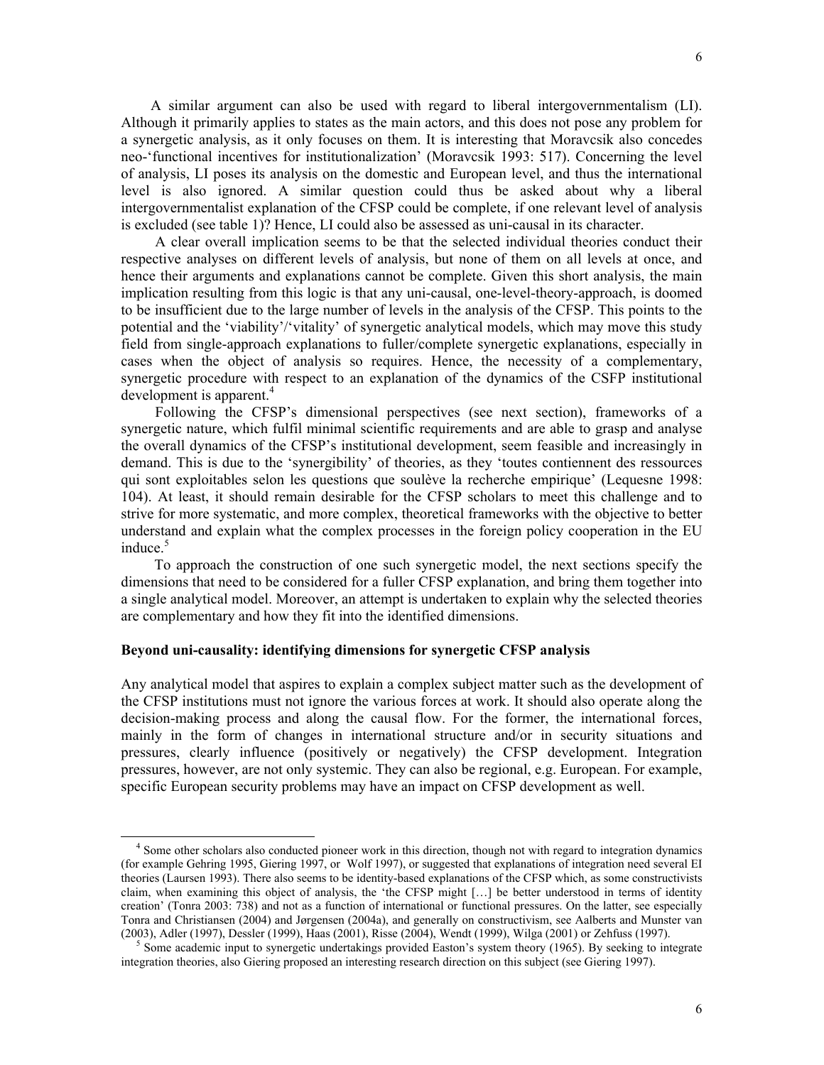A similar argument can also be used with regard to liberal intergovernmentalism (LI). Although it primarily applies to states as the main actors, and this does not pose any problem for a synergetic analysis, as it only focuses on them. It is interesting that Moravcsik also concedes neo-'functional incentives for institutionalization' (Moravcsik 1993: 517). Concerning the level of analysis, LI poses its analysis on the domestic and European level, and thus the international level is also ignored. A similar question could thus be asked about why a liberal intergovernmentalist explanation of the CFSP could be complete, if one relevant level of analysis is excluded (see table 1)? Hence, LI could also be assessed as uni-causal in its character.

A clear overall implication seems to be that the selected individual theories conduct their respective analyses on different levels of analysis, but none of them on all levels at once, and hence their arguments and explanations cannot be complete. Given this short analysis, the main implication resulting from this logic is that any uni-causal, one-level-theory-approach, is doomed to be insufficient due to the large number of levels in the analysis of the CFSP. This points to the potential and the 'viability'/'vitality' of synergetic analytical models, which may move this study field from single-approach explanations to fuller/complete synergetic explanations, especially in cases when the object of analysis so requires. Hence, the necessity of a complementary, synergetic procedure with respect to an explanation of the dynamics of the CSFP institutional development is apparent.[4]

Following the CFSP's dimensional perspectives (see next section), frameworks of a synergetic nature, which fulfil minimal scientific requirements and are able to grasp and analyse the overall dynamics of the CFSP's institutional development, seem feasible and increasingly in demand. This is due to the 'synergibility' of theories, as they 'toutes contiennent des ressources qui sont exploitables selon les questions que soulève la recherche empirique' (Lequesne 1998: 104). At least, it should remain desirable for the CFSP scholars to meet this challenge and to strive for more systematic, and more complex, theoretical frameworks with the objective to better understand and explain what the complex processes in the foreign policy cooperation in the EU induce.[5]

To approach the construction of one such synergetic model, the next sections specify the dimensions that need to be considered for a fuller CFSP explanation, and bring them together into a single analytical model. Moreover, an attempt is undertaken to explain why the selected theories are complementary and how they fit into the identified dimensions.

### Beyond uni-causality: identifying dimensions for synergetic CFSP analysis

Any analytical model that aspires to explain a complex subject matter such as the development of the CFSP institutions must not ignore the various forces at work. It should also operate along the decision-making process and along the causal flow. For the former, the international forces, mainly in the form of changes in international structure and/or in security situations and pressures, clearly influence (positively or negatively) the CFSP development. Integration pressures, however, are not only systemic. They can also be regional, e.g. European. For example, specific European security problems may have an impact on CFSP development as well.

---

[4] Some other scholars also conducted pioneer work in this direction, though not with regard to integration dynamics (for example Gehring 1995, Giering 1997, or Wolf 1997), or suggested that explanations of integration need several EI theories (Laursen 1993). There also seems to be identity-based explanations of the CFSP which, as some constructivists claim, when examining this object of analysis, the 'the CFSP might […] be better understood in terms of identity creation' (Tonra 2003: 738) and not as a function of international or functional pressures. On the latter, see especially Tonra and Christiansen (2004) and Jørgensen (2004a), and generally on constructivism, see Aalberts and Munster van (2003), Adler (1997), Dessler (1999), Haas (2001), Risse (2004), Wendt (1999), Wilga (2001) or Zehfuss (1997).

[5] Some academic input to synergetic undertakings provided Easton's system theory (1965). By seeking to integrate integration theories, also Giering proposed an interesting research direction on this subject (see Giering 1997).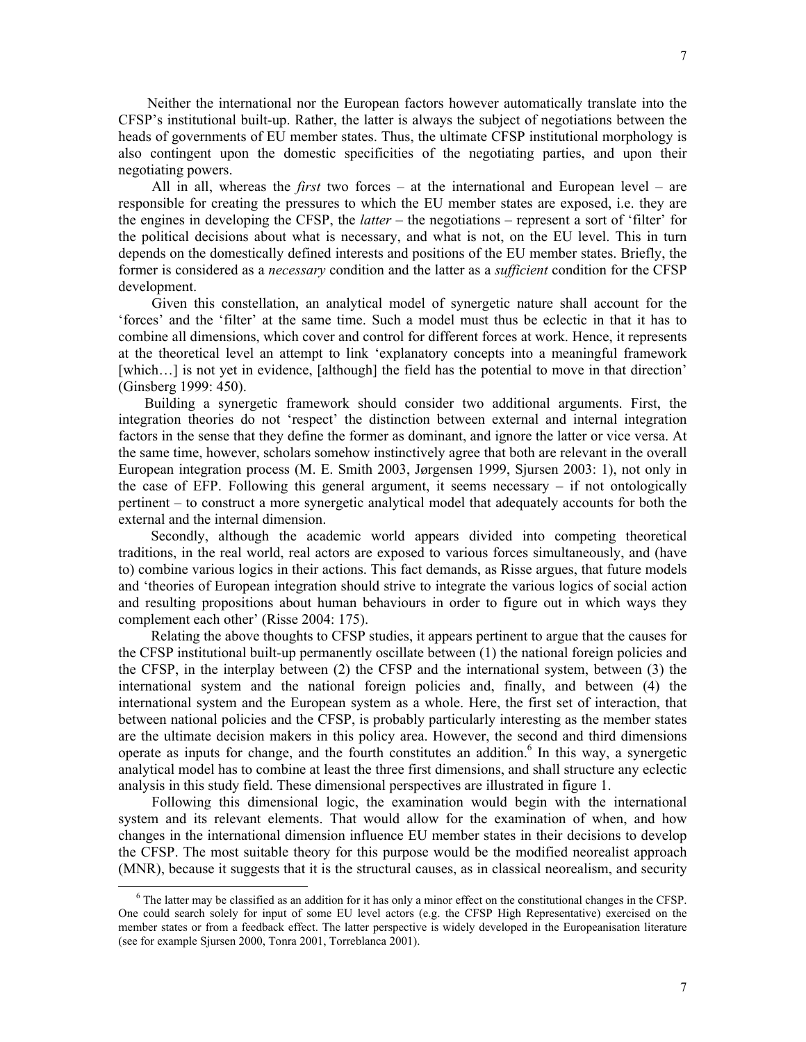Neither the international nor the European factors however automatically translate into the CFSP's institutional built-up. Rather, the latter is always the subject of negotiations between the heads of governments of EU member states. Thus, the ultimate CFSP institutional morphology is also contingent upon the domestic specificities of the negotiating parties, and upon their negotiating powers.

All in all, whereas the *first* two forces – at the international and European level – are responsible for creating the pressures to which the EU member states are exposed, i.e. they are the engines in developing the CFSP, the *latter* – the negotiations – represent a sort of 'filter' for the political decisions about what is necessary, and what is not, on the EU level. This in turn depends on the domestically defined interests and positions of the EU member states. Briefly, the former is considered as a *necessary* condition and the latter as a *sufficient* condition for the CFSP development.

Given this constellation, an analytical model of synergetic nature shall account for the 'forces' and the 'filter' at the same time. Such a model must thus be eclectic in that it has to combine all dimensions, which cover and control for different forces at work. Hence, it represents at the theoretical level an attempt to link 'explanatory concepts into a meaningful framework [which…] is not yet in evidence, [although] the field has the potential to move in that direction' (Ginsberg 1999: 450).

Building a synergetic framework should consider two additional arguments. First, the integration theories do not 'respect' the distinction between external and internal integration factors in the sense that they define the former as dominant, and ignore the latter or vice versa. At the same time, however, scholars somehow instinctively agree that both are relevant in the overall European integration process (M. E. Smith 2003, Jørgensen 1999, Sjursen 2003: 1), not only in the case of EFP. Following this general argument, it seems necessary – if not ontologically pertinent – to construct a more synergetic analytical model that adequately accounts for both the external and the internal dimension.

Secondly, although the academic world appears divided into competing theoretical traditions, in the real world, real actors are exposed to various forces simultaneously, and (have to) combine various logics in their actions. This fact demands, as Risse argues, that future models and 'theories of European integration should strive to integrate the various logics of social action and resulting propositions about human behaviours in order to figure out in which ways they complement each other' (Risse 2004: 175).

Relating the above thoughts to CFSP studies, it appears pertinent to argue that the causes for the CFSP institutional built-up permanently oscillate between (1) the national foreign policies and the CFSP, in the interplay between (2) the CFSP and the international system, between (3) the international system and the national foreign policies and, finally, and between (4) the international system and the European system as a whole. Here, the first set of interaction, that between national policies and the CFSP, is probably particularly interesting as the member states are the ultimate decision makers in this policy area. However, the second and third dimensions operate as inputs for change, and the fourth constitutes an addition.[6] In this way, a synergetic analytical model has to combine at least the three first dimensions, and shall structure any eclectic analysis in this study field. These dimensional perspectives are illustrated in figure 1.

Following this dimensional logic, the examination would begin with the international system and its relevant elements. That would allow for the examination of when, and how changes in the international dimension influence EU member states in their decisions to develop the CFSP. The most suitable theory for this purpose would be the modified neorealist approach (MNR), because it suggests that it is the structural causes, as in classical neorealism, and security

---

[6] The latter may be classified as an addition for it has only a minor effect on the constitutional changes in the CFSP. One could search solely for input of some EU level actors (e.g. the CFSP High Representative) exercised on the member states or from a feedback effect. The latter perspective is widely developed in the Europeanisation literature (see for example Sjursen 2000, Tonra 2001, Torreblanca 2001).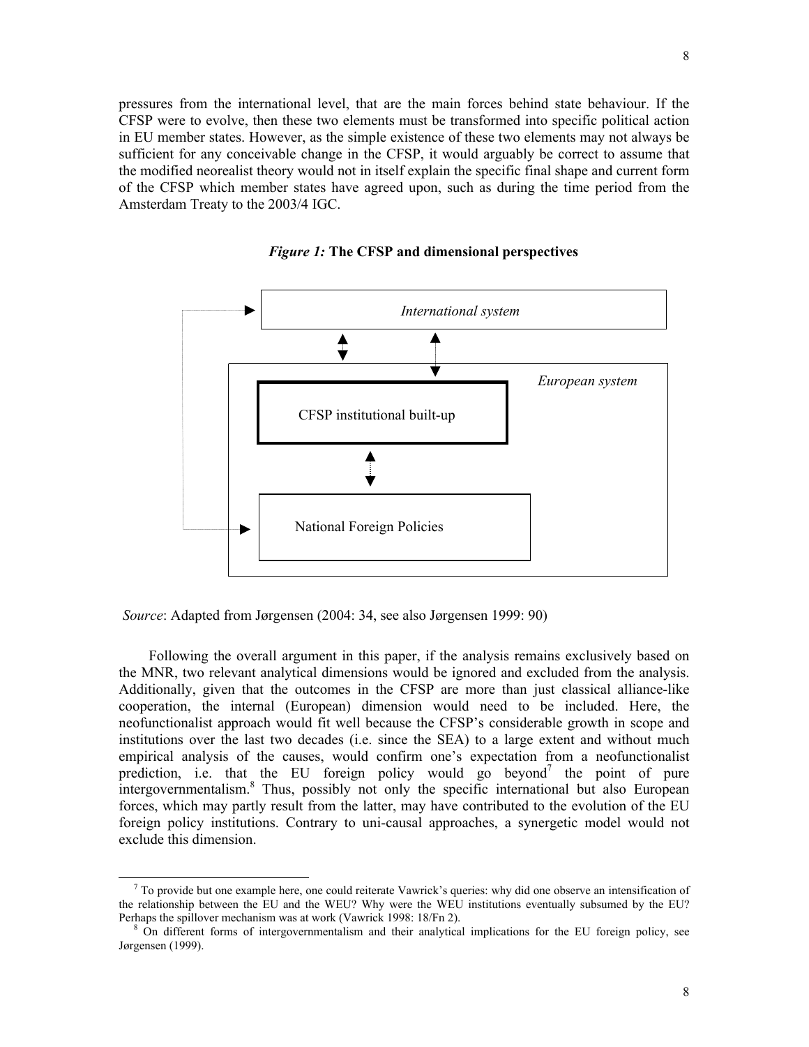pressures from the international level, that are the main forces behind state behaviour. If the CFSP were to evolve, then these two elements must be transformed into specific political action in EU member states. However, as the simple existence of these two elements may not always be sufficient for any conceivable change in the CFSP, it would arguably be correct to assume that the modified neorealist theory would not in itself explain the specific final shape and current form of the CFSP which member states have agreed upon, such as during the time period from the Amsterdam Treaty to the 2003/4 IGC.

***Figure 1:* The CFSP and dimensional perspectives**

*International system*

*European system*

CFSP institutional built-up

National Foreign Policies

*Source*: Adapted from Jørgensen (2004: 34, see also Jørgensen 1999: 90)

Following the overall argument in this paper, if the analysis remains exclusively based on the MNR, two relevant analytical dimensions would be ignored and excluded from the analysis. Additionally, given that the outcomes in the CFSP are more than just classical alliance-like cooperation, the internal (European) dimension would need to be included. Here, the neofunctionalist approach would fit well because the CFSP's considerable growth in scope and institutions over the last two decades (i.e. since the SEA) to a large extent and without much empirical analysis of the causes, would confirm one's expectation from a neofunctionalist prediction, i.e. that the EU foreign policy would go beyond[7] the point of pure intergovernmentalism.[8] Thus, possibly not only the specific international but also European forces, which may partly result from the latter, may have contributed to the evolution of the EU foreign policy institutions. Contrary to uni-causal approaches, a synergetic model would not exclude this dimension.

[7] To provide but one example here, one could reiterate Vawrick's queries: why did one observe an intensification of the relationship between the EU and the WEU? Why were the WEU institutions eventually subsumed by the EU? Perhaps the spillover mechanism was at work (Vawrick 1998: 18/Fn 2).

[8] On different forms of intergovernmentalism and their analytical implications for the EU foreign policy, see Jørgensen (1999).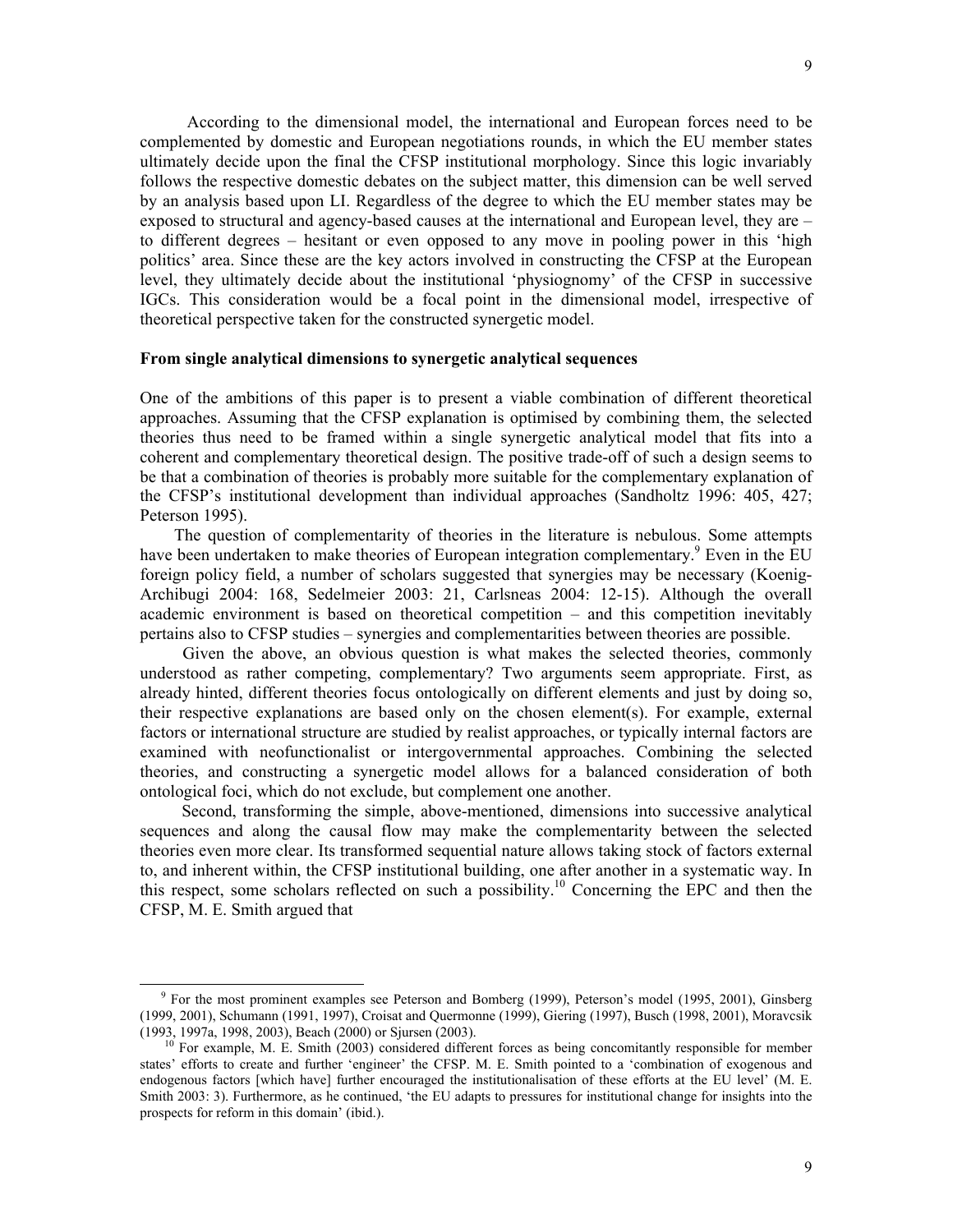According to the dimensional model, the international and European forces need to be complemented by domestic and European negotiations rounds, in which the EU member states ultimately decide upon the final the CFSP institutional morphology. Since this logic invariably follows the respective domestic debates on the subject matter, this dimension can be well served by an analysis based upon LI. Regardless of the degree to which the EU member states may be exposed to structural and agency-based causes at the international and European level, they are – to different degrees – hesitant or even opposed to any move in pooling power in this 'high politics' area. Since these are the key actors involved in constructing the CFSP at the European level, they ultimately decide about the institutional 'physiognomy' of the CFSP in successive IGCs. This consideration would be a focal point in the dimensional model, irrespective of theoretical perspective taken for the constructed synergetic model.

**From single analytical dimensions to synergetic analytical sequences**

One of the ambitions of this paper is to present a viable combination of different theoretical approaches. Assuming that the CFSP explanation is optimised by combining them, the selected theories thus need to be framed within a single synergetic analytical model that fits into a coherent and complementary theoretical design. The positive trade-off of such a design seems to be that a combination of theories is probably more suitable for the complementary explanation of the CFSP's institutional development than individual approaches (Sandholtz 1996: 405, 427; Peterson 1995).

The question of complementarity of theories in the literature is nebulous. Some attempts have been undertaken to make theories of European integration complementary.[9] Even in the EU foreign policy field, a number of scholars suggested that synergies may be necessary (Koenig-Archibugi 2004: 168, Sedelmeier 2003: 21, Carlsneas 2004: 12-15). Although the overall academic environment is based on theoretical competition – and this competition inevitably pertains also to CFSP studies – synergies and complementarities between theories are possible.

Given the above, an obvious question is what makes the selected theories, commonly understood as rather competing, complementary? Two arguments seem appropriate. First, as already hinted, different theories focus ontologically on different elements and just by doing so, their respective explanations are based only on the chosen element(s). For example, external factors or international structure are studied by realist approaches, or typically internal factors are examined with neofunctionalist or intergovernmental approaches. Combining the selected theories, and constructing a synergetic model allows for a balanced consideration of both ontological foci, which do not exclude, but complement one another.

Second, transforming the simple, above-mentioned, dimensions into successive analytical sequences and along the causal flow may make the complementarity between the selected theories even more clear. Its transformed sequential nature allows taking stock of factors external to, and inherent within, the CFSP institutional building, one after another in a systematic way. In this respect, some scholars reflected on such a possibility.[10] Concerning the EPC and then the CFSP, M. E. Smith argued that

---

[9] For the most prominent examples see Peterson and Bomberg (1999), Peterson's model (1995, 2001), Ginsberg (1999, 2001), Schumann (1991, 1997), Croisat and Quermonne (1999), Giering (1997), Busch (1998, 2001), Moravcsik (1993, 1997a, 1998, 2003), Beach (2000) or Sjursen (2003).

[10] For example, M. E. Smith (2003) considered different forces as being concomitantly responsible for member states' efforts to create and further 'engineer' the CFSP. M. E. Smith pointed to a 'combination of exogenous and endogenous factors [which have] further encouraged the institutionalisation of these efforts at the EU level' (M. E. Smith 2003: 3). Furthermore, as he continued, 'the EU adapts to pressures for institutional change for insights into the prospects for reform in this domain' (ibid.).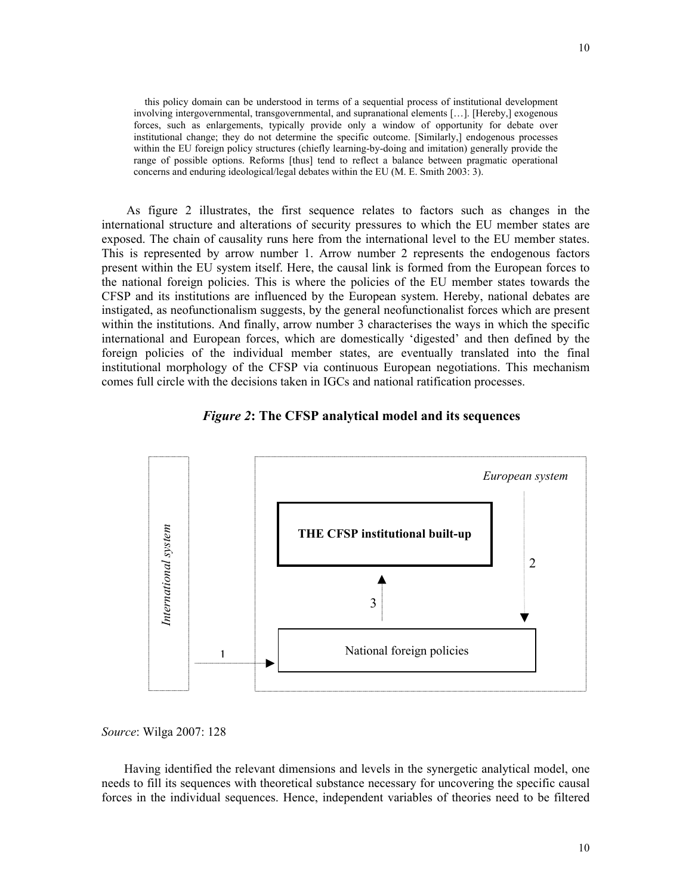> this policy domain can be understood in terms of a sequential process of institutional development involving intergovernmental, transgovernmental, and supranational elements […]. [Hereby,] exogenous forces, such as enlargements, typically provide only a window of opportunity for debate over institutional change; they do not determine the specific outcome. [Similarly,] endogenous processes within the EU foreign policy structures (chiefly learning-by-doing and imitation) generally provide the range of possible options. Reforms [thus] tend to reflect a balance between pragmatic operational concerns and enduring ideological/legal debates within the EU (M. E. Smith 2003: 3).

As figure 2 illustrates, the first sequence relates to factors such as changes in the international structure and alterations of security pressures to which the EU member states are exposed. The chain of causality runs here from the international level to the EU member states. This is represented by arrow number 1. Arrow number 2 represents the endogenous factors present within the EU system itself. Here, the causal link is formed from the European forces to the national foreign policies. This is where the policies of the EU member states towards the CFSP and its institutions are influenced by the European system. Hereby, national debates are instigated, as neofunctionalism suggests, by the general neofunctionalist forces which are present within the institutions. And finally, arrow number 3 characterises the ways in which the specific international and European forces, which are domestically 'digested' and then defined by the foreign policies of the individual member states, are eventually translated into the final institutional morphology of the CFSP via continuous European negotiations. This mechanism comes full circle with the decisions taken in IGCs and national ratification processes.

***Figure 2*: The CFSP analytical model and its sequences**

*International system*

*European system*

**THE CFSP institutional built-up**

National foreign policies

1 — International system → National foreign policies
2 — European system → National foreign policies
3 — National foreign policies → THE CFSP institutional built-up

*Source*: Wilga 2007: 128

Having identified the relevant dimensions and levels in the synergetic analytical model, one needs to fill its sequences with theoretical substance necessary for uncovering the specific causal forces in the individual sequences. Hence, independent variables of theories need to be filtered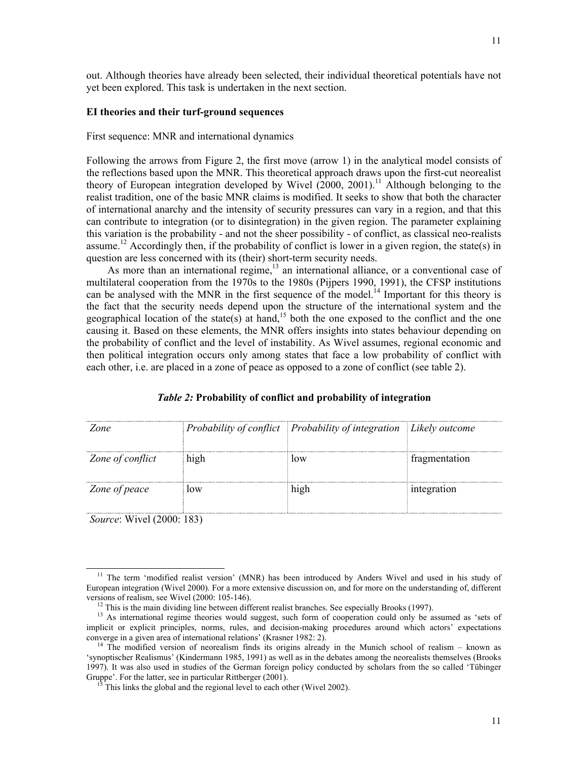out. Although theories have already been selected, their individual theoretical potentials have not yet been explored. This task is undertaken in the next section.

### EI theories and their turf-ground sequences

First sequence: MNR and international dynamics

Following the arrows from Figure 2, the first move (arrow 1) in the analytical model consists of the reflections based upon the MNR. This theoretical approach draws upon the first-cut neorealist theory of European integration developed by Wivel (2000, 2001).[11] Although belonging to the realist tradition, one of the basic MNR claims is modified. It seeks to show that both the character of international anarchy and the intensity of security pressures can vary in a region, and that this can contribute to integration (or to disintegration) in the given region. The parameter explaining this variation is the probability - and not the sheer possibility - of conflict, as classical neo-realists assume.[12] Accordingly then, if the probability of conflict is lower in a given region, the state(s) in question are less concerned with its (their) short-term security needs.

As more than an international regime,[13] an international alliance, or a conventional case of multilateral cooperation from the 1970s to the 1980s (Pijpers 1990, 1991), the CFSP institutions can be analysed with the MNR in the first sequence of the model.[14] Important for this theory is the fact that the security needs depend upon the structure of the international system and the geographical location of the state(s) at hand,[15] both the one exposed to the conflict and the one causing it. Based on these elements, the MNR offers insights into states behaviour depending on the probability of conflict and the level of instability. As Wivel assumes, regional economic and then political integration occurs only among states that face a low probability of conflict with each other, i.e. are placed in a zone of peace as opposed to a zone of conflict (see table 2).

***Table 2:* Probability of conflict and probability of integration**

| *Zone* | *Probability of conflict* | *Probability of integration* | *Likely outcome* |
|---|---|---|---|
| *Zone of conflict* | high | low | fragmentation |
| *Zone of peace* | low | high | integration |

*Source*: Wivel (2000: 183)

[11] The term 'modified realist version' (MNR) has been introduced by Anders Wivel and used in his study of European integration (Wivel 2000). For a more extensive discussion on, and for more on the understanding of, different versions of realism, see Wivel (2000: 105-146).

[12] This is the main dividing line between different realist branches. See especially Brooks (1997).

[13] As international regime theories would suggest, such form of cooperation could only be assumed as 'sets of implicit or explicit principles, norms, rules, and decision-making procedures around which actors' expectations converge in a given area of international relations' (Krasner 1982: 2).

[14] The modified version of neorealism finds its origins already in the Munich school of realism – known as 'synoptischer Realismus' (Kindermann 1985, 1991) as well as in the debates among the neorealists themselves (Brooks 1997). It was also used in studies of the German foreign policy conducted by scholars from the so called 'Tübinger Gruppe'. For the latter, see in particular Rittberger (2001).

[15] This links the global and the regional level to each other (Wivel 2002).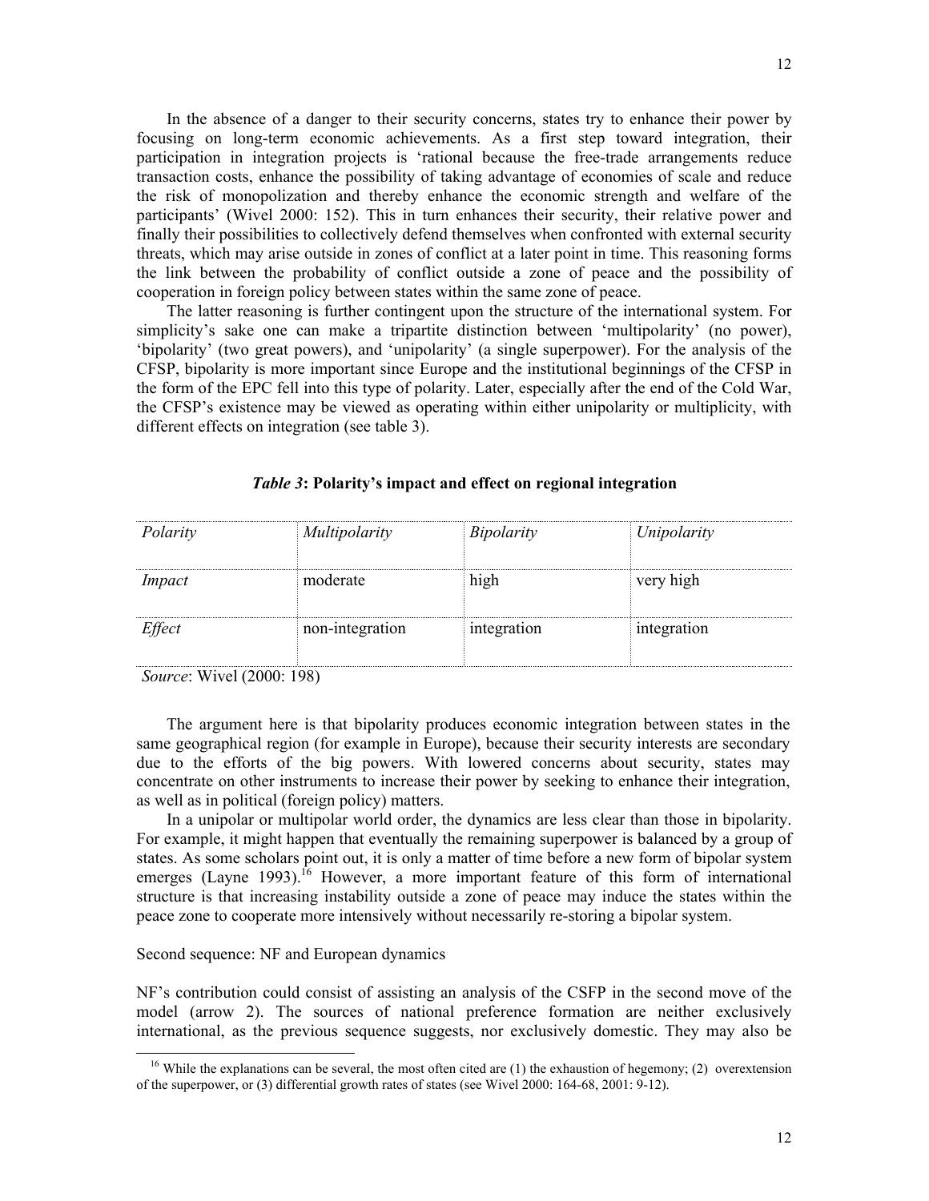In the absence of a danger to their security concerns, states try to enhance their power by focusing on long-term economic achievements. As a first step toward integration, their participation in integration projects is 'rational because the free-trade arrangements reduce transaction costs, enhance the possibility of taking advantage of economies of scale and reduce the risk of monopolization and thereby enhance the economic strength and welfare of the participants' (Wivel 2000: 152). This in turn enhances their security, their relative power and finally their possibilities to collectively defend themselves when confronted with external security threats, which may arise outside in zones of conflict at a later point in time. This reasoning forms the link between the probability of conflict outside a zone of peace and the possibility of cooperation in foreign policy between states within the same zone of peace.

The latter reasoning is further contingent upon the structure of the international system. For simplicity's sake one can make a tripartite distinction between 'multipolarity' (no power), 'bipolarity' (two great powers), and 'unipolarity' (a single superpower). For the analysis of the CFSP, bipolarity is more important since Europe and the institutional beginnings of the CFSP in the form of the EPC fell into this type of polarity. Later, especially after the end of the Cold War, the CFSP's existence may be viewed as operating within either unipolarity or multiplicity, with different effects on integration (see table 3).

***Table 3*: Polarity's impact and effect on regional integration**

| *Polarity* | *Multipolarity* | *Bipolarity* | *Unipolarity* |
|---|---|---|---|
| *Impact* | moderate | high | very high |
| *Effect* | non-integration | integration | integration |

*Source*: Wivel (2000: 198)

The argument here is that bipolarity produces economic integration between states in the same geographical region (for example in Europe), because their security interests are secondary due to the efforts of the big powers. With lowered concerns about security, states may concentrate on other instruments to increase their power by seeking to enhance their integration, as well as in political (foreign policy) matters.

In a unipolar or multipolar world order, the dynamics are less clear than those in bipolarity. For example, it might happen that eventually the remaining superpower is balanced by a group of states. As some scholars point out, it is only a matter of time before a new form of bipolar system emerges (Layne 1993).[16] However, a more important feature of this form of international structure is that increasing instability outside a zone of peace may induce the states within the peace zone to cooperate more intensively without necessarily re-storing a bipolar system.

Second sequence: NF and European dynamics

NF's contribution could consist of assisting an analysis of the CSFP in the second move of the model (arrow 2). The sources of national preference formation are neither exclusively international, as the previous sequence suggests, nor exclusively domestic. They may also be

[16] While the explanations can be several, the most often cited are (1) the exhaustion of hegemony; (2) overextension of the superpower, or (3) differential growth rates of states (see Wivel 2000: 164-68, 2001: 9-12).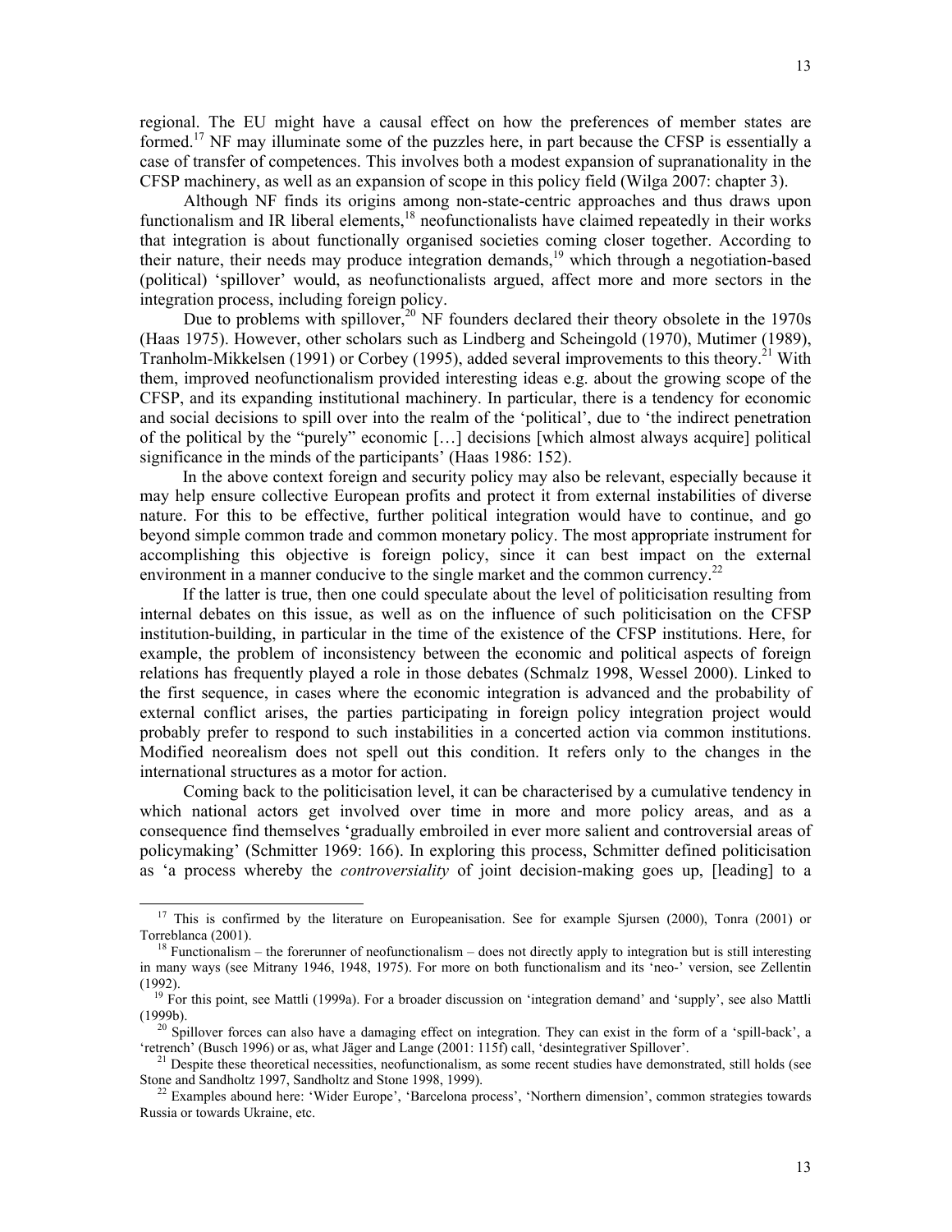regional. The EU might have a causal effect on how the preferences of member states are formed.[17] NF may illuminate some of the puzzles here, in part because the CFSP is essentially a case of transfer of competences. This involves both a modest expansion of supranationality in the CFSP machinery, as well as an expansion of scope in this policy field (Wilga 2007: chapter 3).

Although NF finds its origins among non-state-centric approaches and thus draws upon functionalism and IR liberal elements,[18] neofunctionalists have claimed repeatedly in their works that integration is about functionally organised societies coming closer together. According to their nature, their needs may produce integration demands,[19] which through a negotiation-based (political) 'spillover' would, as neofunctionalists argued, affect more and more sectors in the integration process, including foreign policy.

Due to problems with spillover,[20] NF founders declared their theory obsolete in the 1970s (Haas 1975). However, other scholars such as Lindberg and Scheingold (1970), Mutimer (1989), Tranholm-Mikkelsen (1991) or Corbey (1995), added several improvements to this theory.[21] With them, improved neofunctionalism provided interesting ideas e.g. about the growing scope of the CFSP, and its expanding institutional machinery. In particular, there is a tendency for economic and social decisions to spill over into the realm of the 'political', due to 'the indirect penetration of the political by the "purely" economic […] decisions [which almost always acquire] political significance in the minds of the participants' (Haas 1986: 152).

In the above context foreign and security policy may also be relevant, especially because it may help ensure collective European profits and protect it from external instabilities of diverse nature. For this to be effective, further political integration would have to continue, and go beyond simple common trade and common monetary policy. The most appropriate instrument for accomplishing this objective is foreign policy, since it can best impact on the external environment in a manner conducive to the single market and the common currency.[22]

If the latter is true, then one could speculate about the level of politicisation resulting from internal debates on this issue, as well as on the influence of such politicisation on the CFSP institution-building, in particular in the time of the existence of the CFSP institutions. Here, for example, the problem of inconsistency between the economic and political aspects of foreign relations has frequently played a role in those debates (Schmalz 1998, Wessel 2000). Linked to the first sequence, in cases where the economic integration is advanced and the probability of external conflict arises, the parties participating in foreign policy integration project would probably prefer to respond to such instabilities in a concerted action via common institutions. Modified neorealism does not spell out this condition. It refers only to the changes in the international structures as a motor for action.

Coming back to the politicisation level, it can be characterised by a cumulative tendency in which national actors get involved over time in more and more policy areas, and as a consequence find themselves 'gradually embroiled in ever more salient and controversial areas of policymaking' (Schmitter 1969: 166). In exploring this process, Schmitter defined politicisation as 'a process whereby the *controversiality* of joint decision-making goes up, [leading] to a

---

[17] This is confirmed by the literature on Europeanisation. See for example Sjursen (2000), Tonra (2001) or Torreblanca (2001).

[18] Functionalism – the forerunner of neofunctionalism – does not directly apply to integration but is still interesting in many ways (see Mitrany 1946, 1948, 1975). For more on both functionalism and its 'neo-' version, see Zellentin (1992).

[19] For this point, see Mattli (1999a). For a broader discussion on 'integration demand' and 'supply', see also Mattli (1999b).

[20] Spillover forces can also have a damaging effect on integration. They can exist in the form of a 'spill-back', a 'retrench' (Busch 1996) or as, what Jäger and Lange (2001: 115f) call, 'desintegrativer Spillover'.

[21] Despite these theoretical necessities, neofunctionalism, as some recent studies have demonstrated, still holds (see Stone and Sandholtz 1997, Sandholtz and Stone 1998, 1999).

[22] Examples abound here: 'Wider Europe', 'Barcelona process', 'Northern dimension', common strategies towards Russia or towards Ukraine, etc.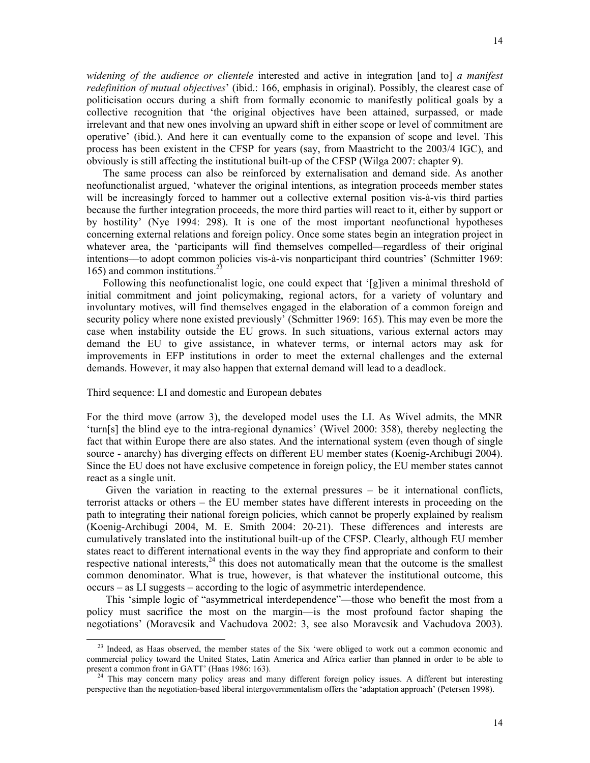*widening of the audience or clientele* interested and active in integration [and to] *a manifest redefinition of mutual objectives*' (ibid.: 166, emphasis in original). Possibly, the clearest case of politicisation occurs during a shift from formally economic to manifestly political goals by a collective recognition that 'the original objectives have been attained, surpassed, or made irrelevant and that new ones involving an upward shift in either scope or level of commitment are operative' (ibid.). And here it can eventually come to the expansion of scope and level. This process has been existent in the CFSP for years (say, from Maastricht to the 2003/4 IGC), and obviously is still affecting the institutional built-up of the CFSP (Wilga 2007: chapter 9).

The same process can also be reinforced by externalisation and demand side. As another neofunctionalist argued, 'whatever the original intentions, as integration proceeds member states will be increasingly forced to hammer out a collective external position vis-à-vis third parties because the further integration proceeds, the more third parties will react to it, either by support or by hostility' (Nye 1994: 298). It is one of the most important neofunctional hypotheses concerning external relations and foreign policy. Once some states begin an integration project in whatever area, the 'participants will find themselves compelled—regardless of their original intentions—to adopt common policies vis-à-vis nonparticipant third countries' (Schmitter 1969: 165) and common institutions.[23]

Following this neofunctionalist logic, one could expect that '[g]iven a minimal threshold of initial commitment and joint policymaking, regional actors, for a variety of voluntary and involuntary motives, will find themselves engaged in the elaboration of a common foreign and security policy where none existed previously' (Schmitter 1969: 165). This may even be more the case when instability outside the EU grows. In such situations, various external actors may demand the EU to give assistance, in whatever terms, or internal actors may ask for improvements in EFP institutions in order to meet the external challenges and the external demands. However, it may also happen that external demand will lead to a deadlock.

Third sequence: LI and domestic and European debates

For the third move (arrow 3), the developed model uses the LI. As Wivel admits, the MNR 'turn[s] the blind eye to the intra-regional dynamics' (Wivel 2000: 358), thereby neglecting the fact that within Europe there are also states. And the international system (even though of single source - anarchy) has diverging effects on different EU member states (Koenig-Archibugi 2004). Since the EU does not have exclusive competence in foreign policy, the EU member states cannot react as a single unit.

Given the variation in reacting to the external pressures – be it international conflicts, terrorist attacks or others – the EU member states have different interests in proceeding on the path to integrating their national foreign policies, which cannot be properly explained by realism (Koenig-Archibugi 2004, M. E. Smith 2004: 20-21). These differences and interests are cumulatively translated into the institutional built-up of the CFSP. Clearly, although EU member states react to different international events in the way they find appropriate and conform to their respective national interests,[24] this does not automatically mean that the outcome is the smallest common denominator. What is true, however, is that whatever the institutional outcome, this occurs – as LI suggests – according to the logic of asymmetric interdependence.

This 'simple logic of "asymmetrical interdependence"—those who benefit the most from a policy must sacrifice the most on the margin—is the most profound factor shaping the negotiations' (Moravcsik and Vachudova 2002: 3, see also Moravcsik and Vachudova 2003).

---

[23] Indeed, as Haas observed, the member states of the Six 'were obliged to work out a common economic and commercial policy toward the United States, Latin America and Africa earlier than planned in order to be able to present a common front in GATT' (Haas 1986: 163).

[24] This may concern many policy areas and many different foreign policy issues. A different but interesting perspective than the negotiation-based liberal intergovernmentalism offers the 'adaptation approach' (Petersen 1998).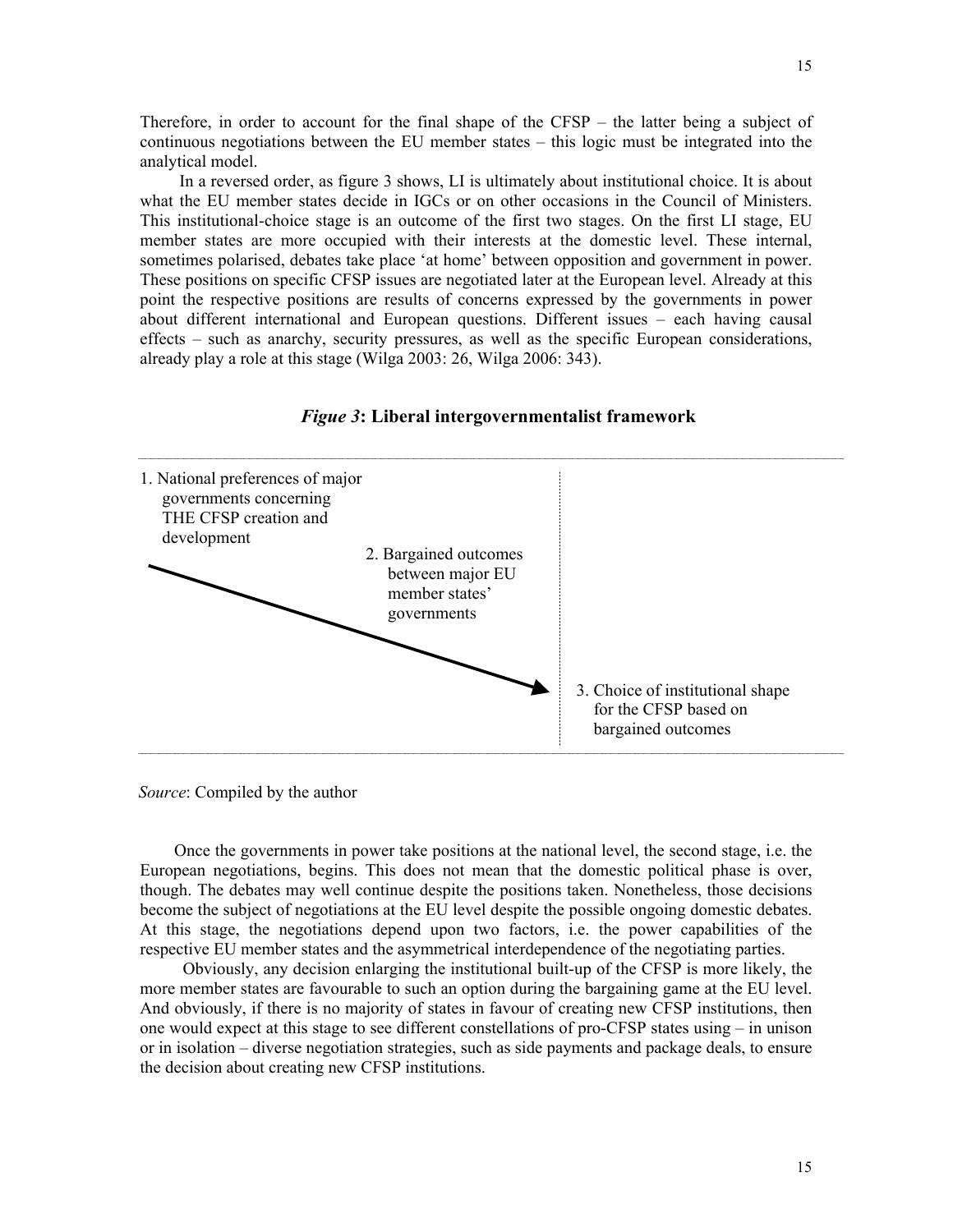Therefore, in order to account for the final shape of the CFSP – the latter being a subject of continuous negotiations between the EU member states – this logic must be integrated into the analytical model.

In a reversed order, as figure 3 shows, LI is ultimately about institutional choice. It is about what the EU member states decide in IGCs or on other occasions in the Council of Ministers. This institutional-choice stage is an outcome of the first two stages. On the first LI stage, EU member states are more occupied with their interests at the domestic level. These internal, sometimes polarised, debates take place 'at home' between opposition and government in power. These positions on specific CFSP issues are negotiated later at the European level. Already at this point the respective positions are results of concerns expressed by the governments in power about different international and European questions. Different issues – each having causal effects – such as anarchy, security pressures, as well as the specific European considerations, already play a role at this stage (Wilga 2003: 26, Wilga 2006: 343).

***Figue 3*: Liberal intergovernmentalist framework**

1. National preferences of major governments concerning THE CFSP creation and development

2. Bargained outcomes between major EU member states' governments

3. Choice of institutional shape for the CFSP based on bargained outcomes

*Source*: Compiled by the author

Once the governments in power take positions at the national level, the second stage, i.e. the European negotiations, begins. This does not mean that the domestic political phase is over, though. The debates may well continue despite the positions taken. Nonetheless, those decisions become the subject of negotiations at the EU level despite the possible ongoing domestic debates. At this stage, the negotiations depend upon two factors, i.e. the power capabilities of the respective EU member states and the asymmetrical interdependence of the negotiating parties.

Obviously, any decision enlarging the institutional built-up of the CFSP is more likely, the more member states are favourable to such an option during the bargaining game at the EU level. And obviously, if there is no majority of states in favour of creating new CFSP institutions, then one would expect at this stage to see different constellations of pro-CFSP states using – in unison or in isolation – diverse negotiation strategies, such as side payments and package deals, to ensure the decision about creating new CFSP institutions.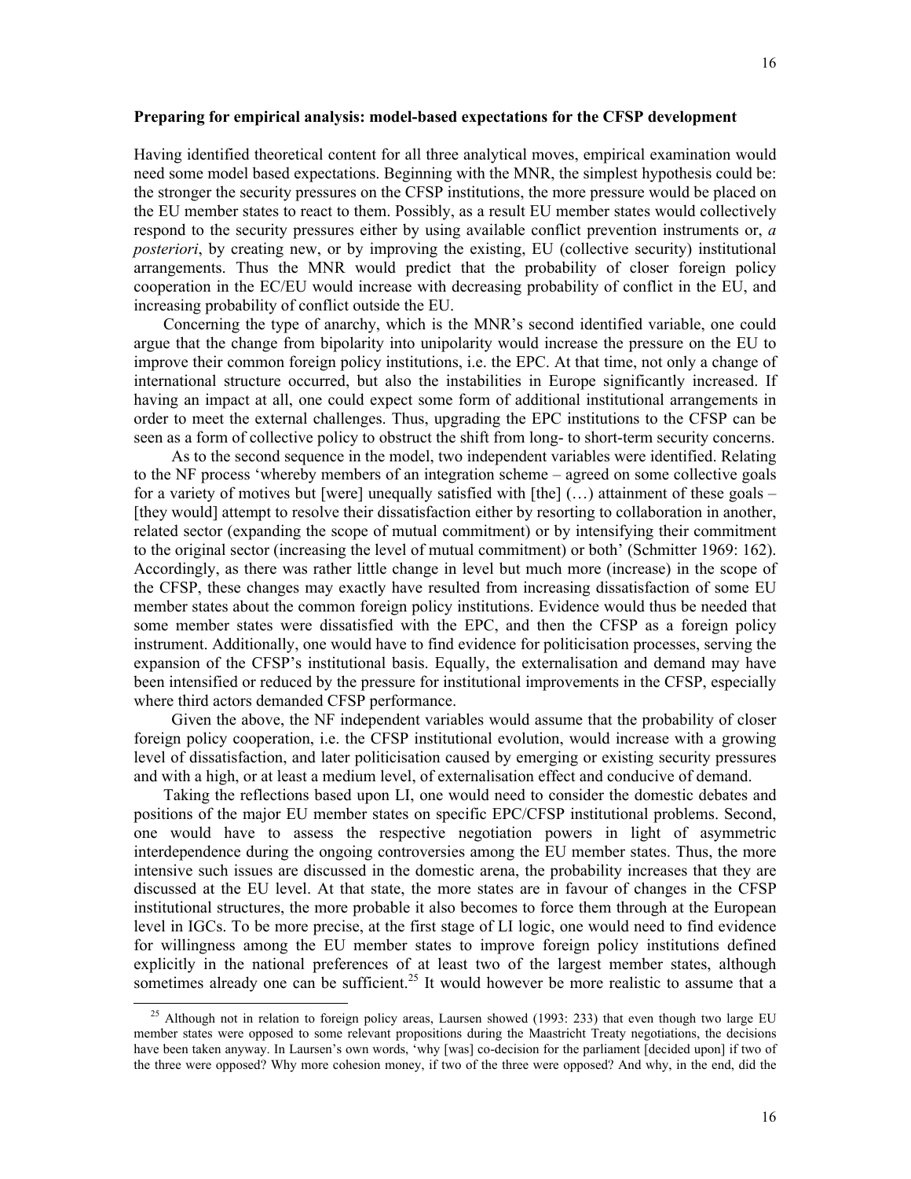**Preparing for empirical analysis: model-based expectations for the CFSP development**

Having identified theoretical content for all three analytical moves, empirical examination would need some model based expectations. Beginning with the MNR, the simplest hypothesis could be: the stronger the security pressures on the CFSP institutions, the more pressure would be placed on the EU member states to react to them. Possibly, as a result EU member states would collectively respond to the security pressures either by using available conflict prevention instruments or, *a posteriori*, by creating new, or by improving the existing, EU (collective security) institutional arrangements. Thus the MNR would predict that the probability of closer foreign policy cooperation in the EC/EU would increase with decreasing probability of conflict in the EU, and increasing probability of conflict outside the EU.

Concerning the type of anarchy, which is the MNR's second identified variable, one could argue that the change from bipolarity into unipolarity would increase the pressure on the EU to improve their common foreign policy institutions, i.e. the EPC. At that time, not only a change of international structure occurred, but also the instabilities in Europe significantly increased. If having an impact at all, one could expect some form of additional institutional arrangements in order to meet the external challenges. Thus, upgrading the EPC institutions to the CFSP can be seen as a form of collective policy to obstruct the shift from long- to short-term security concerns.

As to the second sequence in the model, two independent variables were identified. Relating to the NF process 'whereby members of an integration scheme – agreed on some collective goals for a variety of motives but [were] unequally satisfied with [the] (…) attainment of these goals – [they would] attempt to resolve their dissatisfaction either by resorting to collaboration in another, related sector (expanding the scope of mutual commitment) or by intensifying their commitment to the original sector (increasing the level of mutual commitment) or both' (Schmitter 1969: 162). Accordingly, as there was rather little change in level but much more (increase) in the scope of the CFSP, these changes may exactly have resulted from increasing dissatisfaction of some EU member states about the common foreign policy institutions. Evidence would thus be needed that some member states were dissatisfied with the EPC, and then the CFSP as a foreign policy instrument. Additionally, one would have to find evidence for politicisation processes, serving the expansion of the CFSP's institutional basis. Equally, the externalisation and demand may have been intensified or reduced by the pressure for institutional improvements in the CFSP, especially where third actors demanded CFSP performance.

Given the above, the NF independent variables would assume that the probability of closer foreign policy cooperation, i.e. the CFSP institutional evolution, would increase with a growing level of dissatisfaction, and later politicisation caused by emerging or existing security pressures and with a high, or at least a medium level, of externalisation effect and conducive of demand.

Taking the reflections based upon LI, one would need to consider the domestic debates and positions of the major EU member states on specific EPC/CFSP institutional problems. Second, one would have to assess the respective negotiation powers in light of asymmetric interdependence during the ongoing controversies among the EU member states. Thus, the more intensive such issues are discussed in the domestic arena, the probability increases that they are discussed at the EU level. At that state, the more states are in favour of changes in the CFSP institutional structures, the more probable it also becomes to force them through at the European level in IGCs. To be more precise, at the first stage of LI logic, one would need to find evidence for willingness among the EU member states to improve foreign policy institutions defined explicitly in the national preferences of at least two of the largest member states, although sometimes already one can be sufficient.[25] It would however be more realistic to assume that a

[25] Although not in relation to foreign policy areas, Laursen showed (1993: 233) that even though two large EU member states were opposed to some relevant propositions during the Maastricht Treaty negotiations, the decisions have been taken anyway. In Laursen's own words, 'why [was] co-decision for the parliament [decided upon] if two of the three were opposed? Why more cohesion money, if two of the three were opposed? And why, in the end, did the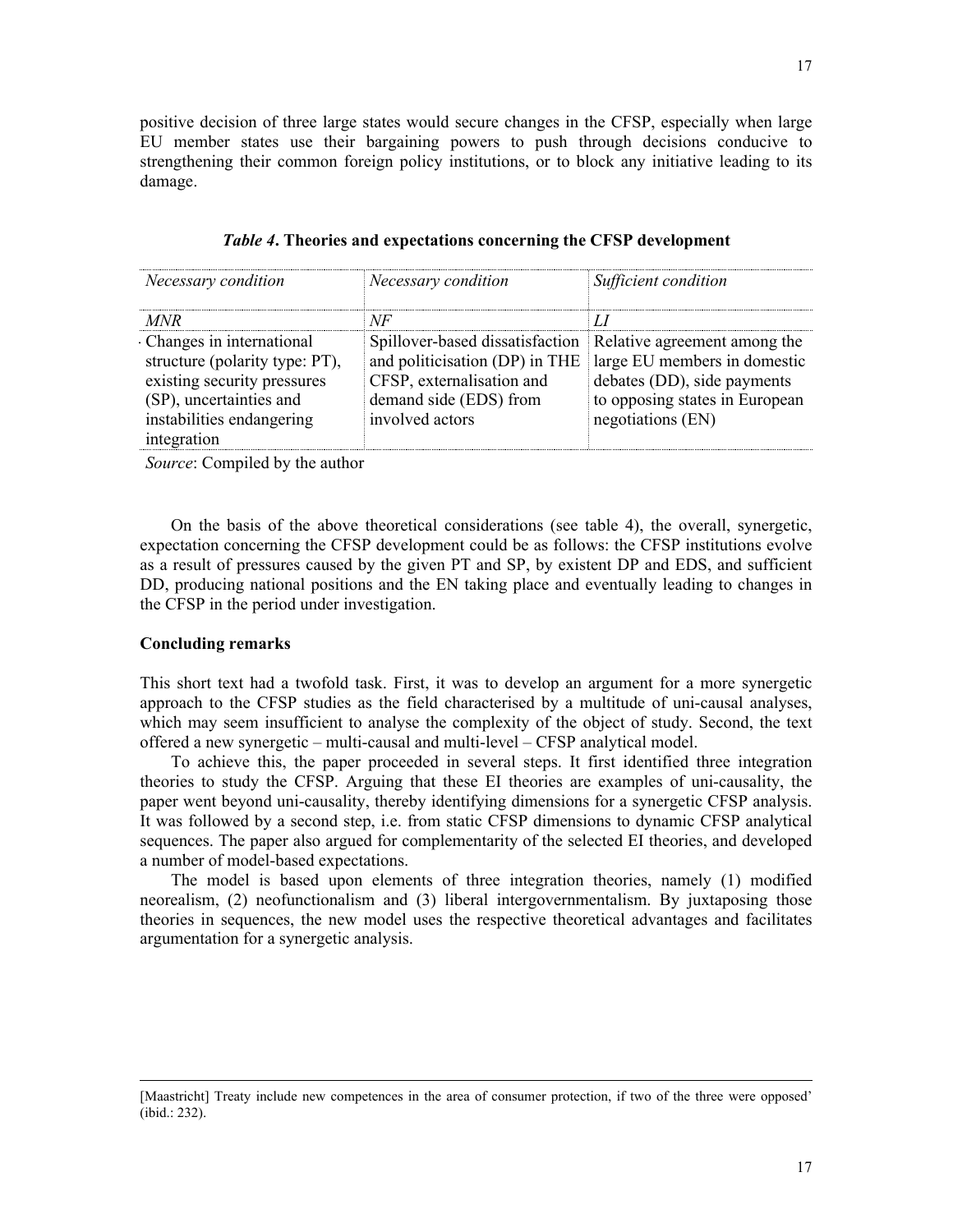positive decision of three large states would secure changes in the CFSP, especially when large EU member states use their bargaining powers to push through decisions conducive to strengthening their common foreign policy institutions, or to block any initiative leading to its damage.

***Table 4*. Theories and expectations concerning the CFSP development**

| *Necessary condition* | *Necessary condition* | *Sufficient condition* |
|---|---|---|
| *MNR* | *NF* | *LI* |
| Changes in international structure (polarity type: PT), existing security pressures (SP), uncertainties and instabilities endangering integration | Spillover-based dissatisfaction and politicisation (DP) in THE CFSP, externalisation and demand side (EDS) from involved actors | Relative agreement among the large EU members in domestic debates (DD), side payments to opposing states in European negotiations (EN) |

*Source*: Compiled by the author

On the basis of the above theoretical considerations (see table 4), the overall, synergetic, expectation concerning the CFSP development could be as follows: the CFSP institutions evolve as a result of pressures caused by the given PT and SP, by existent DP and EDS, and sufficient DD, producing national positions and the EN taking place and eventually leading to changes in the CFSP in the period under investigation.

**Concluding remarks**

This short text had a twofold task. First, it was to develop an argument for a more synergetic approach to the CFSP studies as the field characterised by a multitude of uni-causal analyses, which may seem insufficient to analyse the complexity of the object of study. Second, the text offered a new synergetic – multi-causal and multi-level – CFSP analytical model.

To achieve this, the paper proceeded in several steps. It first identified three integration theories to study the CFSP. Arguing that these EI theories are examples of uni-causality, the paper went beyond uni-causality, thereby identifying dimensions for a synergetic CFSP analysis. It was followed by a second step, i.e. from static CFSP dimensions to dynamic CFSP analytical sequences. The paper also argued for complementarity of the selected EI theories, and developed a number of model-based expectations.

The model is based upon elements of three integration theories, namely (1) modified neorealism, (2) neofunctionalism and (3) liberal intergovernmentalism. By juxtaposing those theories in sequences, the new model uses the respective theoretical advantages and facilitates argumentation for a synergetic analysis.

[Maastricht] Treaty include new competences in the area of consumer protection, if two of the three were opposed' (ibid.: 232).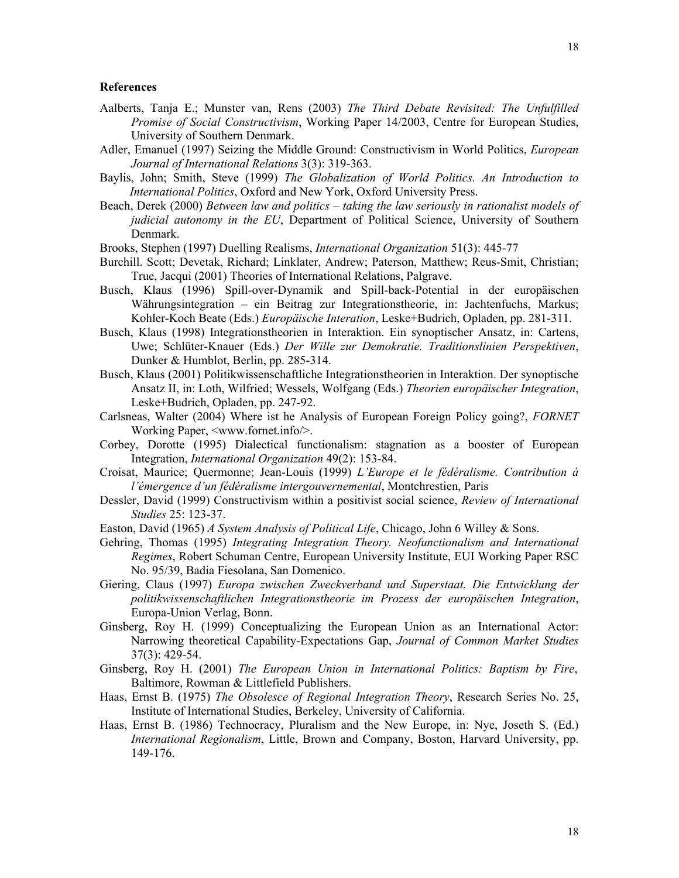## References

Aalberts, Tanja E.; Munster van, Rens (2003) *The Third Debate Revisited: The Unfulfilled Promise of Social Constructivism*, Working Paper 14/2003, Centre for European Studies, University of Southern Denmark.

Adler, Emanuel (1997) Seizing the Middle Ground: Constructivism in World Politics, *European Journal of International Relations* 3(3): 319-363.

Baylis, John; Smith, Steve (1999) *The Globalization of World Politics. An Introduction to International Politics*, Oxford and New York, Oxford University Press.

Beach, Derek (2000) *Between law and politics – taking the law seriously in rationalist models of judicial autonomy in the EU*, Department of Political Science, University of Southern Denmark.

Brooks, Stephen (1997) Duelling Realisms, *International Organization* 51(3): 445-77

Burchill. Scott; Devetak, Richard; Linklater, Andrew; Paterson, Matthew; Reus-Smit, Christian; True, Jacqui (2001) Theories of International Relations, Palgrave.

Busch, Klaus (1996) Spill-over-Dynamik and Spill-back-Potential in der europäischen Währungsintegration – ein Beitrag zur Integrationstheorie, in: Jachtenfuchs, Markus; Kohler-Koch Beate (Eds.) *Europäische Interation*, Leske+Budrich, Opladen, pp. 281-311.

Busch, Klaus (1998) Integrationstheorien in Interaktion. Ein synoptischer Ansatz, in: Cartens, Uwe; Schlüter-Knauer (Eds.) *Der Wille zur Demokratie. Traditionslinien Perspektiven*, Dunker & Humblot, Berlin, pp. 285-314.

Busch, Klaus (2001) Politikwissenschaftliche Integrationstheorien in Interaktion. Der synoptische Ansatz II, in: Loth, Wilfried; Wessels, Wolfgang (Eds.) *Theorien europäischer Integration*, Leske+Budrich, Opladen, pp. 247-92.

Carlsneas, Walter (2004) Where ist he Analysis of European Foreign Policy going?, *FORNET* Working Paper, <www.fornet.info/>.

Corbey, Dorotte (1995) Dialectical functionalism: stagnation as a booster of European Integration, *International Organization* 49(2): 153-84.

Croisat, Maurice; Quermonne; Jean-Louis (1999) *L'Europe et le fédéralisme. Contribution à l'émergence d'un fédéralisme intergouvernemental*, Montchrestien, Paris

Dessler, David (1999) Constructivism within a positivist social science, *Review of International Studies* 25: 123-37.

Easton, David (1965) *A System Analysis of Political Life*, Chicago, John 6 Willey & Sons.

Gehring, Thomas (1995) *Integrating Integration Theory. Neofunctionalism and International Regimes*, Robert Schuman Centre, European University Institute, EUI Working Paper RSC No. 95/39, Badia Fiesolana, San Domenico.

Giering, Claus (1997) *Europa zwischen Zweckverband und Superstaat. Die Entwicklung der politikwissenschaftlichen Integrationstheorie im Prozess der europäischen Integration*, Europa-Union Verlag, Bonn.

Ginsberg, Roy H. (1999) Conceptualizing the European Union as an International Actor: Narrowing theoretical Capability-Expectations Gap, *Journal of Common Market Studies* 37(3): 429-54.

Ginsberg, Roy H. (2001) *The European Union in International Politics: Baptism by Fire*, Baltimore, Rowman & Littlefield Publishers.

Haas, Ernst B. (1975) *The Obsolesce of Regional Integration Theory*, Research Series No. 25, Institute of International Studies, Berkeley, University of California.

Haas, Ernst B. (1986) Technocracy, Pluralism and the New Europe, in: Nye, Joseth S. (Ed.) *International Regionalism*, Little, Brown and Company, Boston, Harvard University, pp. 149-176.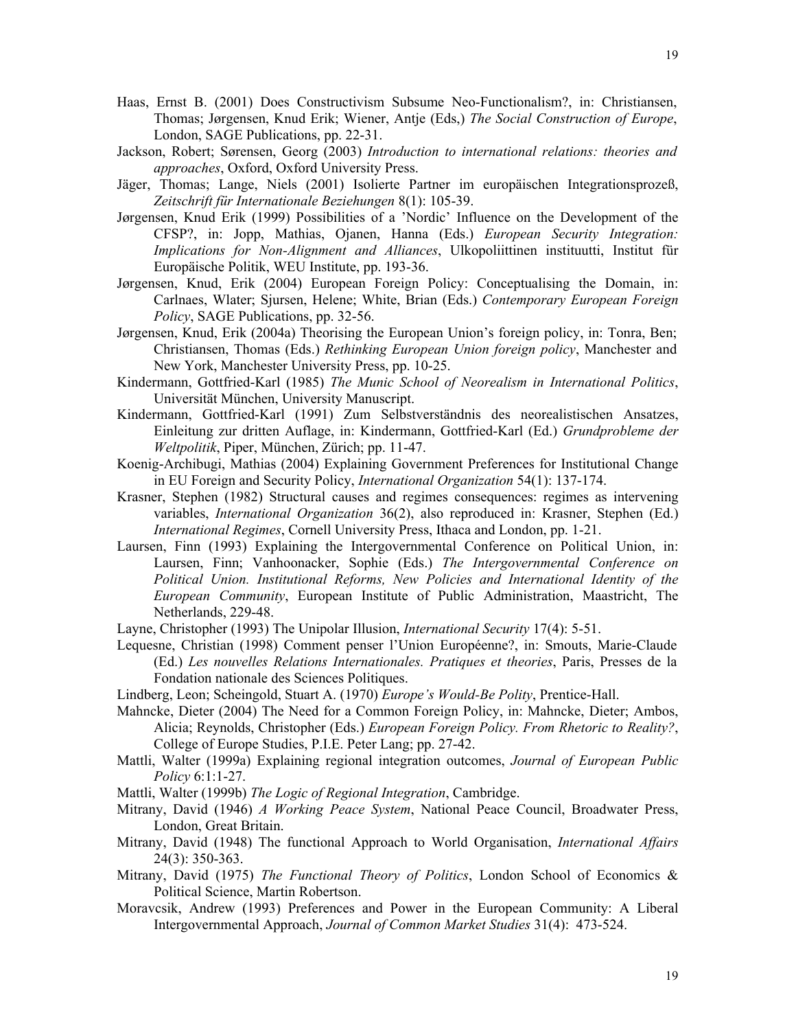Haas, Ernst B. (2001) Does Constructivism Subsume Neo-Functionalism?, in: Christiansen, Thomas; Jørgensen, Knud Erik; Wiener, Antje (Eds,) *The Social Construction of Europe*, London, SAGE Publications, pp. 22-31.

Jackson, Robert; Sørensen, Georg (2003) *Introduction to international relations: theories and approaches*, Oxford, Oxford University Press.

Jäger, Thomas; Lange, Niels (2001) Isolierte Partner im europäischen Integrationsprozeß, *Zeitschrift für Internationale Beziehungen* 8(1): 105-39.

Jørgensen, Knud Erik (1999) Possibilities of a 'Nordic' Influence on the Development of the CFSP?, in: Jopp, Mathias, Ojanen, Hanna (Eds.) *European Security Integration: Implications for Non-Alignment and Alliances*, Ulkopoliittinen instituutti, Institut für Europäische Politik, WEU Institute, pp. 193-36.

Jørgensen, Knud, Erik (2004) European Foreign Policy: Conceptualising the Domain, in: Carlnaes, Wlater; Sjursen, Helene; White, Brian (Eds.) *Contemporary European Foreign Policy*, SAGE Publications, pp. 32-56.

Jørgensen, Knud, Erik (2004a) Theorising the European Union's foreign policy, in: Tonra, Ben; Christiansen, Thomas (Eds.) *Rethinking European Union foreign policy*, Manchester and New York, Manchester University Press, pp. 10-25.

Kindermann, Gottfried-Karl (1985) *The Munic School of Neorealism in International Politics*, Universität München, University Manuscript.

Kindermann, Gottfried-Karl (1991) Zum Selbstverständnis des neorealistischen Ansatzes, Einleitung zur dritten Auflage, in: Kindermann, Gottfried-Karl (Ed.) *Grundprobleme der Weltpolitik*, Piper, München, Zürich; pp. 11-47.

Koenig-Archibugi, Mathias (2004) Explaining Government Preferences for Institutional Change in EU Foreign and Security Policy, *International Organization* 54(1): 137-174.

Krasner, Stephen (1982) Structural causes and regimes consequences: regimes as intervening variables, *International Organization* 36(2), also reproduced in: Krasner, Stephen (Ed.) *International Regimes*, Cornell University Press, Ithaca and London, pp. 1-21.

Laursen, Finn (1993) Explaining the Intergovernmental Conference on Political Union, in: Laursen, Finn; Vanhoonacker, Sophie (Eds.) *The Intergovernmental Conference on Political Union. Institutional Reforms, New Policies and International Identity of the European Community*, European Institute of Public Administration, Maastricht, The Netherlands, 229-48.

Layne, Christopher (1993) The Unipolar Illusion, *International Security* 17(4): 5-51.

Lequesne, Christian (1998) Comment penser l'Union Européenne?, in: Smouts, Marie-Claude (Ed.) *Les nouvelles Relations Internationales. Pratiques et theories*, Paris, Presses de la Fondation nationale des Sciences Politiques.

Lindberg, Leon; Scheingold, Stuart A. (1970) *Europe's Would-Be Polity*, Prentice-Hall.

Mahncke, Dieter (2004) The Need for a Common Foreign Policy, in: Mahncke, Dieter; Ambos, Alicia; Reynolds, Christopher (Eds.) *European Foreign Policy. From Rhetoric to Reality?*, College of Europe Studies, P.I.E. Peter Lang; pp. 27-42.

Mattli, Walter (1999a) Explaining regional integration outcomes, *Journal of European Public Policy* 6:1:1-27.

Mattli, Walter (1999b) *The Logic of Regional Integration*, Cambridge.

Mitrany, David (1946) *A Working Peace System*, National Peace Council, Broadwater Press, London, Great Britain.

Mitrany, David (1948) The functional Approach to World Organisation, *International Affairs* 24(3): 350-363.

Mitrany, David (1975) *The Functional Theory of Politics*, London School of Economics & Political Science, Martin Robertson.

Moravcsik, Andrew (1993) Preferences and Power in the European Community: A Liberal Intergovernmental Approach, *Journal of Common Market Studies* 31(4): 473-524.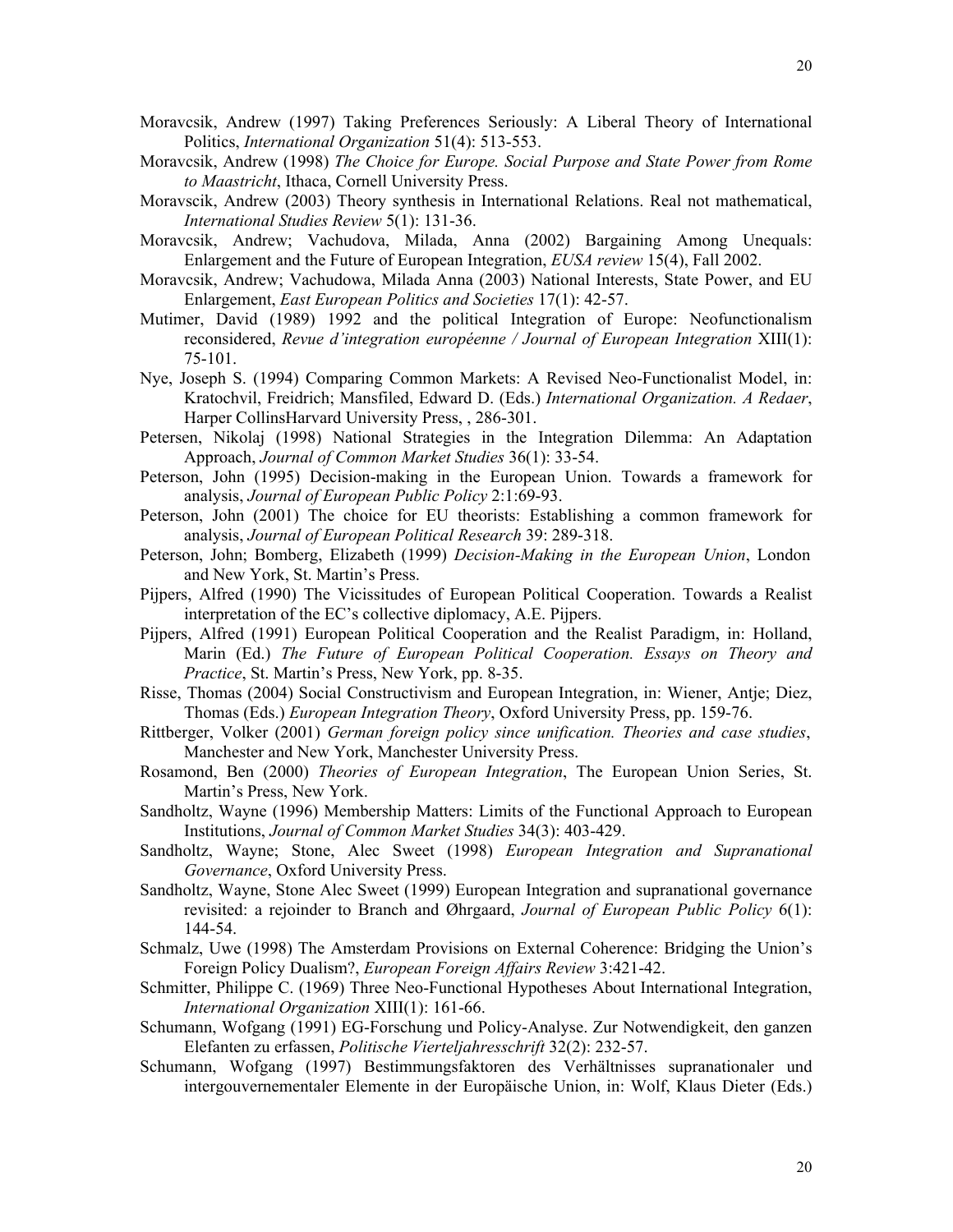Moravcsik, Andrew (1997) Taking Preferences Seriously: A Liberal Theory of International Politics, *International Organization* 51(4): 513-553.

Moravcsik, Andrew (1998) *The Choice for Europe. Social Purpose and State Power from Rome to Maastricht*, Ithaca, Cornell University Press.

Moravscik, Andrew (2003) Theory synthesis in International Relations. Real not mathematical, *International Studies Review* 5(1): 131-36.

Moravcsik, Andrew; Vachudova, Milada, Anna (2002) Bargaining Among Unequals: Enlargement and the Future of European Integration, *EUSA review* 15(4), Fall 2002.

Moravcsik, Andrew; Vachudowa, Milada Anna (2003) National Interests, State Power, and EU Enlargement, *East European Politics and Societies* 17(1): 42-57.

Mutimer, David (1989) 1992 and the political Integration of Europe: Neofunctionalism reconsidered, *Revue d'integration européenne / Journal of European Integration* XIII(1): 75-101.

Nye, Joseph S. (1994) Comparing Common Markets: A Revised Neo-Functionalist Model, in: Kratochvil, Freidrich; Mansfiled, Edward D. (Eds.) *International Organization. A Redaer*, Harper CollinsHarvard University Press, , 286-301.

Petersen, Nikolaj (1998) National Strategies in the Integration Dilemma: An Adaptation Approach, *Journal of Common Market Studies* 36(1): 33-54.

Peterson, John (1995) Decision-making in the European Union. Towards a framework for analysis, *Journal of European Public Policy* 2:1:69-93.

Peterson, John (2001) The choice for EU theorists: Establishing a common framework for analysis, *Journal of European Political Research* 39: 289-318.

Peterson, John; Bomberg, Elizabeth (1999) *Decision-Making in the European Union*, London and New York, St. Martin's Press.

Pijpers, Alfred (1990) The Vicissitudes of European Political Cooperation. Towards a Realist interpretation of the EC's collective diplomacy, A.E. Pijpers.

Pijpers, Alfred (1991) European Political Cooperation and the Realist Paradigm, in: Holland, Marin (Ed.) *The Future of European Political Cooperation. Essays on Theory and Practice*, St. Martin's Press, New York, pp. 8-35.

Risse, Thomas (2004) Social Constructivism and European Integration, in: Wiener, Antje; Diez, Thomas (Eds.) *European Integration Theory*, Oxford University Press, pp. 159-76.

Rittberger, Volker (2001) *German foreign policy since unification. Theories and case studies*, Manchester and New York, Manchester University Press.

Rosamond, Ben (2000) *Theories of European Integration*, The European Union Series, St. Martin's Press, New York.

Sandholtz, Wayne (1996) Membership Matters: Limits of the Functional Approach to European Institutions, *Journal of Common Market Studies* 34(3): 403-429.

Sandholtz, Wayne; Stone, Alec Sweet (1998) *European Integration and Supranational Governance*, Oxford University Press.

Sandholtz, Wayne, Stone Alec Sweet (1999) European Integration and supranational governance revisited: a rejoinder to Branch and Øhrgaard, *Journal of European Public Policy* 6(1): 144-54.

Schmalz, Uwe (1998) The Amsterdam Provisions on External Coherence: Bridging the Union's Foreign Policy Dualism?, *European Foreign Affairs Review* 3:421-42.

Schmitter, Philippe C. (1969) Three Neo-Functional Hypotheses About International Integration, *International Organization* XIII(1): 161-66.

Schumann, Wofgang (1991) EG-Forschung und Policy-Analyse. Zur Notwendigkeit, den ganzen Elefanten zu erfassen, *Politische Vierteljahresschrift* 32(2): 232-57.

Schumann, Wofgang (1997) Bestimmungsfaktoren des Verhältnisses supranationaler und intergouvernementaler Elemente in der Europäische Union, in: Wolf, Klaus Dieter (Eds.)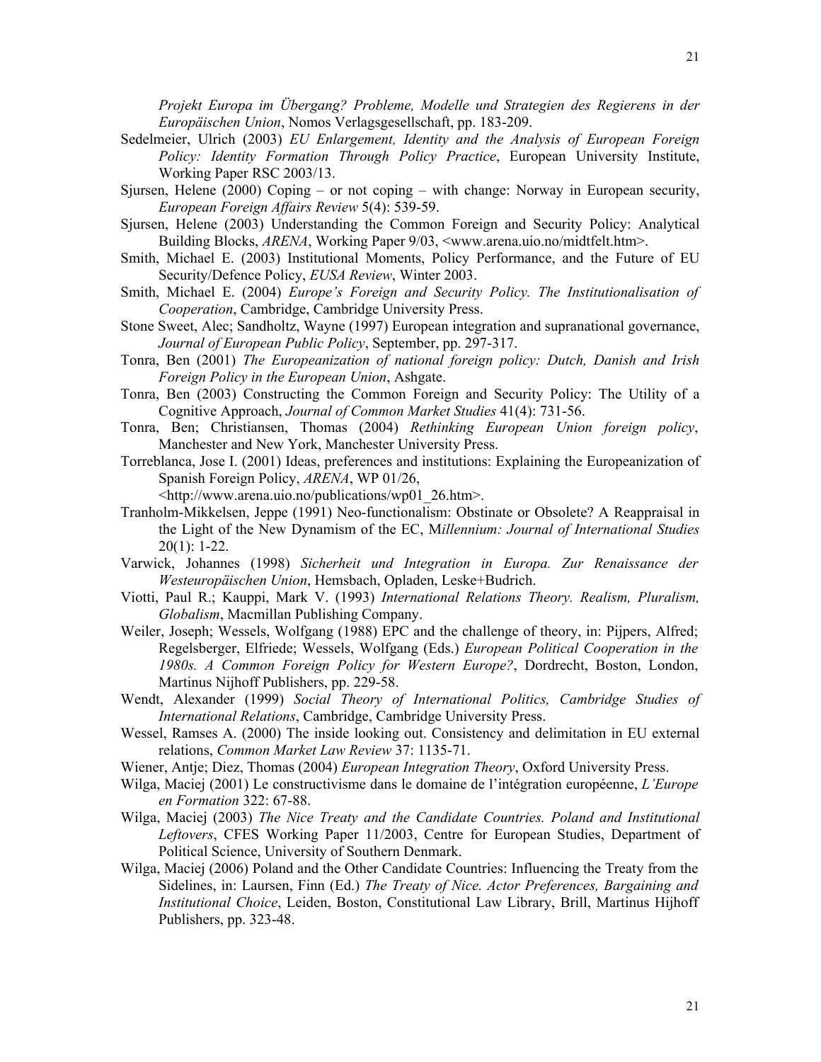*Projekt Europa im Übergang? Probleme, Modelle und Strategien des Regierens in der Europäischen Union*, Nomos Verlagsgesellschaft, pp. 183-209.

Sedelmeier, Ulrich (2003) *EU Enlargement, Identity and the Analysis of European Foreign Policy: Identity Formation Through Policy Practice*, European University Institute, Working Paper RSC 2003/13.

Sjursen, Helene (2000) Coping – or not coping – with change: Norway in European security, *European Foreign Affairs Review* 5(4): 539-59.

Sjursen, Helene (2003) Understanding the Common Foreign and Security Policy: Analytical Building Blocks, *ARENA*, Working Paper 9/03, <www.arena.uio.no/midtfelt.htm>.

Smith, Michael E. (2003) Institutional Moments, Policy Performance, and the Future of EU Security/Defence Policy, *EUSA Review*, Winter 2003.

Smith, Michael E. (2004) *Europe's Foreign and Security Policy. The Institutionalisation of Cooperation*, Cambridge, Cambridge University Press.

Stone Sweet, Alec; Sandholtz, Wayne (1997) European integration and supranational governance, *Journal of European Public Policy*, September, pp. 297-317.

Tonra, Ben (2001) *The Europeanization of national foreign policy: Dutch, Danish and Irish Foreign Policy in the European Union*, Ashgate.

Tonra, Ben (2003) Constructing the Common Foreign and Security Policy: The Utility of a Cognitive Approach, *Journal of Common Market Studies* 41(4): 731-56.

Tonra, Ben; Christiansen, Thomas (2004) *Rethinking European Union foreign policy*, Manchester and New York, Manchester University Press.

Torreblanca, Jose I. (2001) Ideas, preferences and institutions: Explaining the Europeanization of Spanish Foreign Policy, *ARENA*, WP 01/26, <http://www.arena.uio.no/publications/wp01_26.htm>.

Tranholm-Mikkelsen, Jeppe (1991) Neo-functionalism: Obstinate or Obsolete? A Reappraisal in the Light of the New Dynamism of the EC, M*illennium: Journal of International Studies* 20(1): 1-22.

Varwick, Johannes (1998) *Sicherheit und Integration in Europa. Zur Renaissance der Westeuropäischen Union*, Hemsbach, Opladen, Leske+Budrich.

Viotti, Paul R.; Kauppi, Mark V. (1993) *International Relations Theory. Realism, Pluralism, Globalism*, Macmillan Publishing Company.

Weiler, Joseph; Wessels, Wolfgang (1988) EPC and the challenge of theory, in: Pijpers, Alfred; Regelsberger, Elfriede; Wessels, Wolfgang (Eds.) *European Political Cooperation in the 1980s. A Common Foreign Policy for Western Europe?*, Dordrecht, Boston, London, Martinus Nijhoff Publishers, pp. 229-58.

Wendt, Alexander (1999) *Social Theory of International Politics, Cambridge Studies of International Relations*, Cambridge, Cambridge University Press.

Wessel, Ramses A. (2000) The inside looking out. Consistency and delimitation in EU external relations, *Common Market Law Review* 37: 1135-71.

Wiener, Antje; Diez, Thomas (2004) *European Integration Theory*, Oxford University Press.

Wilga, Maciej (2001) Le constructivisme dans le domaine de l'intégration européenne, *L'Europe en Formation* 322: 67-88.

Wilga, Maciej (2003) *The Nice Treaty and the Candidate Countries. Poland and Institutional Leftovers*, CFES Working Paper 11/2003, Centre for European Studies, Department of Political Science, University of Southern Denmark.

Wilga, Maciej (2006) Poland and the Other Candidate Countries: Influencing the Treaty from the Sidelines, in: Laursen, Finn (Ed.) *The Treaty of Nice. Actor Preferences, Bargaining and Institutional Choice*, Leiden, Boston, Constitutional Law Library, Brill, Martinus Hijhoff Publishers, pp. 323-48.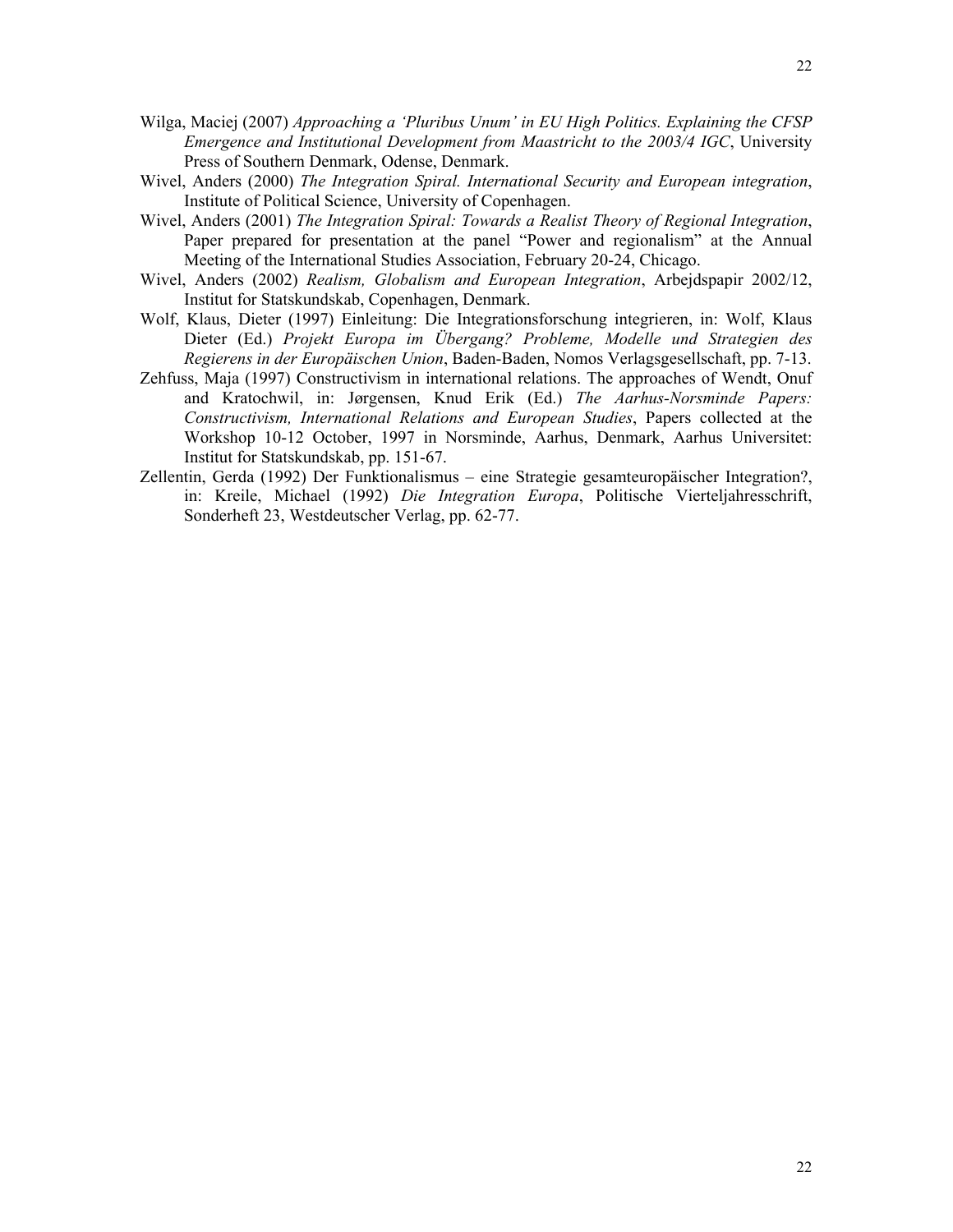Wilga, Maciej (2007) *Approaching a 'Pluribus Unum' in EU High Politics. Explaining the CFSP Emergence and Institutional Development from Maastricht to the 2003/4 IGC*, University Press of Southern Denmark, Odense, Denmark.

Wivel, Anders (2000) *The Integration Spiral. International Security and European integration*, Institute of Political Science, University of Copenhagen.

Wivel, Anders (2001) *The Integration Spiral: Towards a Realist Theory of Regional Integration*, Paper prepared for presentation at the panel "Power and regionalism" at the Annual Meeting of the International Studies Association, February 20-24, Chicago.

Wivel, Anders (2002) *Realism, Globalism and European Integration*, Arbejdspapir 2002/12, Institut for Statskundskab, Copenhagen, Denmark.

Wolf, Klaus, Dieter (1997) Einleitung: Die Integrationsforschung integrieren, in: Wolf, Klaus Dieter (Ed.) *Projekt Europa im Übergang? Probleme, Modelle und Strategien des Regierens in der Europäischen Union*, Baden-Baden, Nomos Verlagsgesellschaft, pp. 7-13.

Zehfuss, Maja (1997) Constructivism in international relations. The approaches of Wendt, Onuf and Kratochwil, in: Jørgensen, Knud Erik (Ed.) *The Aarhus-Norsminde Papers: Constructivism, International Relations and European Studies*, Papers collected at the Workshop 10-12 October, 1997 in Norsminde, Aarhus, Denmark, Aarhus Universitet: Institut for Statskundskab, pp. 151-67.

Zellentin, Gerda (1992) Der Funktionalismus – eine Strategie gesamteuropäischer Integration?, in: Kreile, Michael (1992) *Die Integration Europa*, Politische Vierteljahresschrift, Sonderheft 23, Westdeutscher Verlag, pp. 62-77.